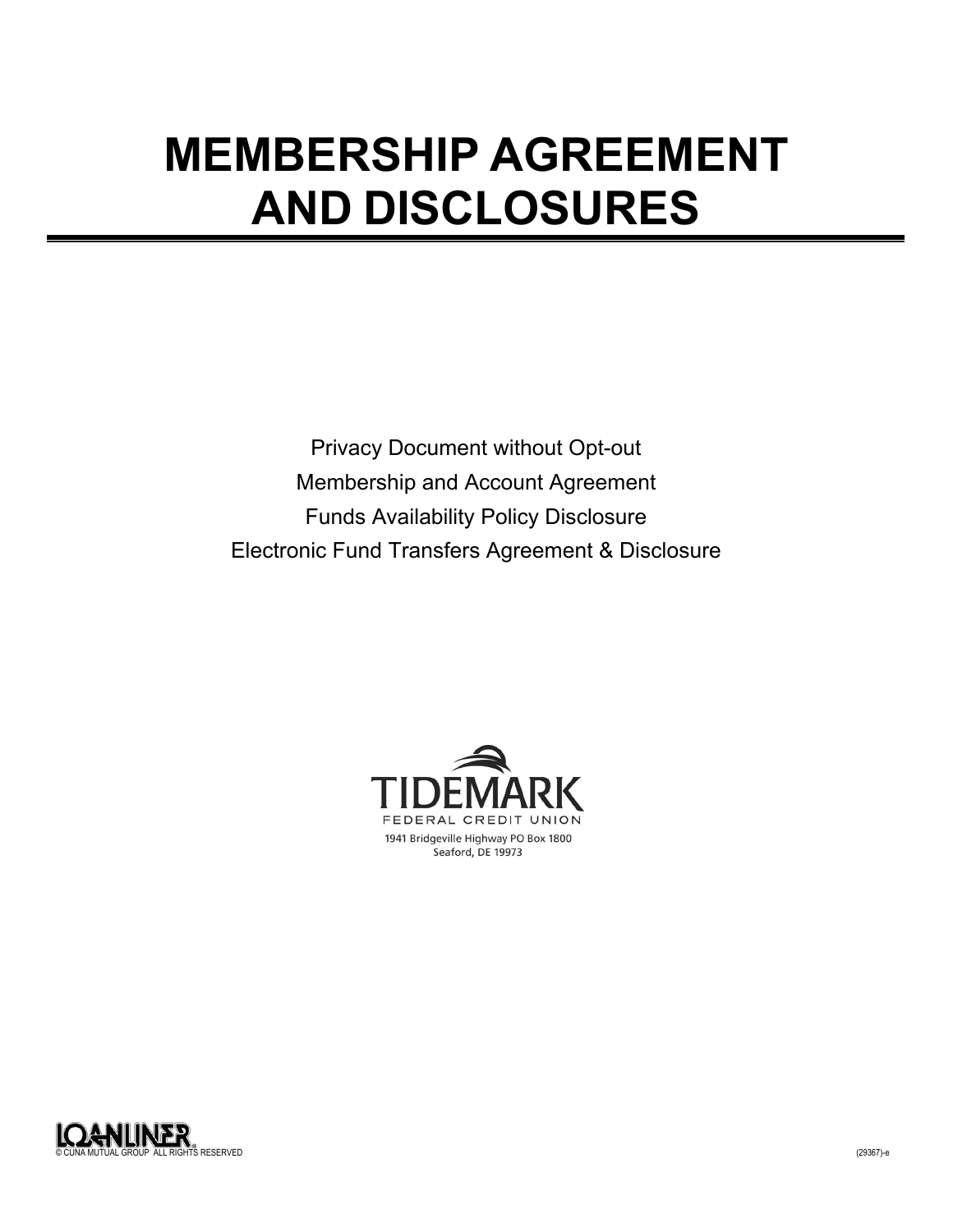# MEMBERSHIP AGREEMENT AND DISCLOSURES

Privacy Document without Opt-out

Membership and Account Agreement

Funds Availability Policy Disclosure

Electronic Fund Transfers Agreement & Disclosure

TIDEMARK

FEDERAL CREDIT UNION

1941 Bridgeville Highway PO Box 1800

Seaford, DE 19973

LOANLINER®

© CUNA MUTUAL GROUP ALL RIGHTS RESERVED

(29367)-e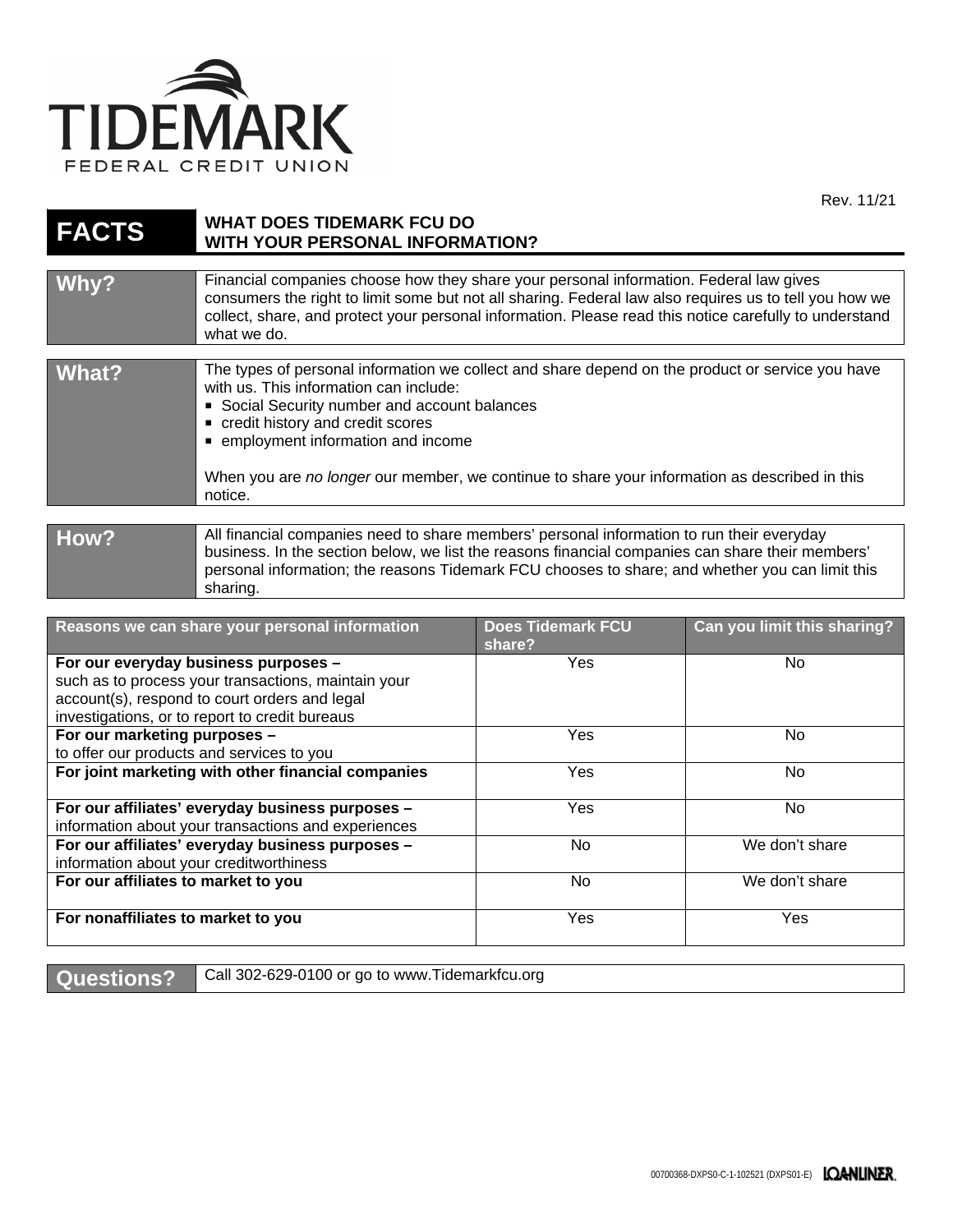# TIDEMARK FEDERAL CREDIT UNION

Rev. 11/21

| FACTS | WHAT DOES TIDEMARK FCU DO WITH YOUR PERSONAL INFORMATION? |
|---|---|

| **Why?** | Financial companies choose how they share your personal information. Federal law gives consumers the right to limit some but not all sharing. Federal law also requires us to tell you how we collect, share, and protect your personal information. Please read this notice carefully to understand what we do. |
|---|---|

| **What?** | The types of personal information we collect and share depend on the product or service you have with us. This information can include:<br>▪ Social Security number and account balances<br>▪ credit history and credit scores<br>▪ employment information and income<br><br>When you are *no longer* our member, we continue to share your information as described in this notice. |
|---|---|

| **How?** | All financial companies need to share members' personal information to run their everyday business. In the section below, we list the reasons financial companies can share their members' personal information; the reasons Tidemark FCU chooses to share; and whether you can limit this sharing. |
|---|---|

| Reasons we can share your personal information | Does Tidemark FCU share? | Can you limit this sharing? |
|---|---|---|
| **For our everyday business purposes –** such as to process your transactions, maintain your account(s), respond to court orders and legal investigations, or to report to credit bureaus | Yes | No |
| **For our marketing purposes –** to offer our products and services to you | Yes | No |
| **For joint marketing with other financial companies** | Yes | No |
| **For our affiliates' everyday business purposes –** information about your transactions and experiences | Yes | No |
| **For our affiliates' everyday business purposes –** information about your creditworthiness | No | We don't share |
| **For our affiliates to market to you** | No | We don't share |
| **For nonaffiliates to market to you** | Yes | Yes |

| **Questions?** | Call 302-629-0100 or go to www.Tidemarkfcu.org |
|---|---|

00700368-DXPS0-C-1-102521 (DXPS01-E) LOANLINER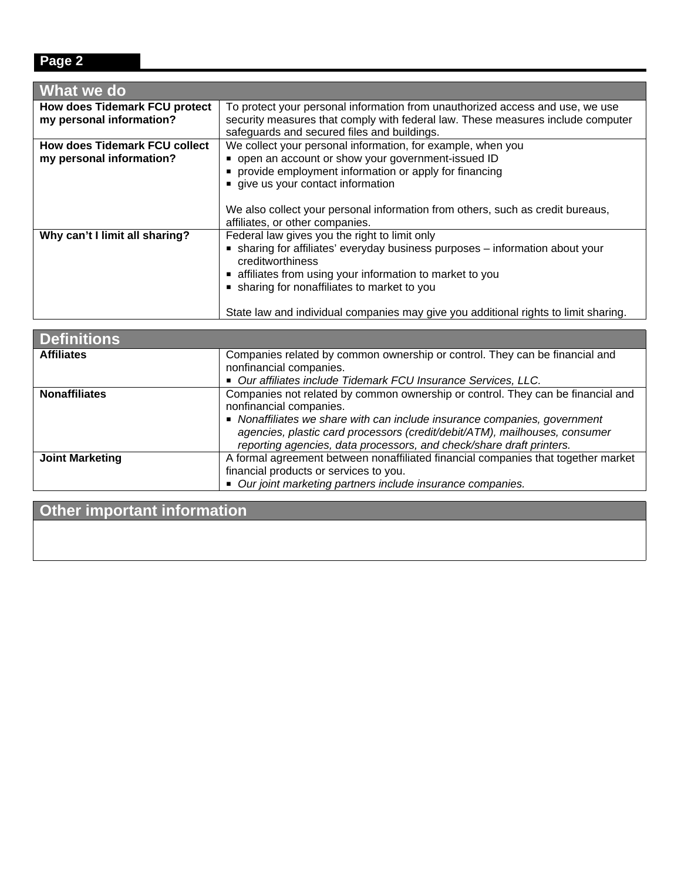| What we do | |
|---|---|
| **How does Tidemark FCU protect my personal information?** | To protect your personal information from unauthorized access and use, we use security measures that comply with federal law. These measures include computer safeguards and secured files and buildings. |
| **How does Tidemark FCU collect my personal information?** | We collect your personal information, for example, when you<br>▪ open an account or show your government-issued ID<br>▪ provide employment information or apply for financing<br>▪ give us your contact information<br><br>We also collect your personal information from others, such as credit bureaus, affiliates, or other companies. |
| **Why can't I limit all sharing?** | Federal law gives you the right to limit only<br>▪ sharing for affiliates' everyday business purposes – information about your creditworthiness<br>▪ affiliates from using your information to market to you<br>▪ sharing for nonaffiliates to market to you<br><br>State law and individual companies may give you additional rights to limit sharing. |

| Definitions | |
|---|---|
| **Affiliates** | Companies related by common ownership or control. They can be financial and nonfinancial companies.<br>▪ *Our affiliates include Tidemark FCU Insurance Services, LLC.* |
| **Nonaffiliates** | Companies not related by common ownership or control. They can be financial and nonfinancial companies.<br>▪ *Nonaffiliates we share with can include insurance companies, government agencies, plastic card processors (credit/debit/ATM), mailhouses, consumer reporting agencies, data processors, and check/share draft printers.* |
| **Joint Marketing** | A formal agreement between nonaffiliated financial companies that together market financial products or services to you.<br>▪ *Our joint marketing partners include insurance companies.* |

| Other important information |
|---|
| |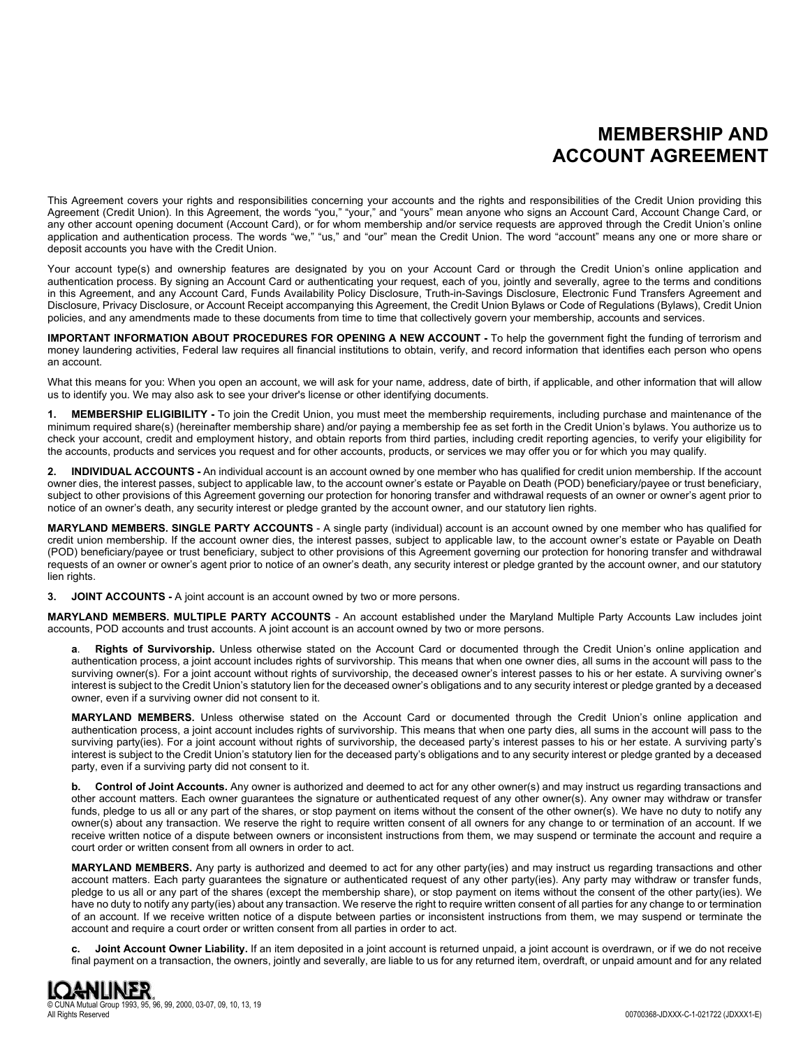# MEMBERSHIP AND ACCOUNT AGREEMENT

This Agreement covers your rights and responsibilities concerning your accounts and the rights and responsibilities of the Credit Union providing this Agreement (Credit Union). In this Agreement, the words "you," "your," and "yours" mean anyone who signs an Account Card, Account Change Card, or any other account opening document (Account Card), or for whom membership and/or service requests are approved through the Credit Union's online application and authentication process. The words "we," "us," and "our" mean the Credit Union. The word "account" means any one or more share or deposit accounts you have with the Credit Union.

Your account type(s) and ownership features are designated by you on your Account Card or through the Credit Union's online application and authentication process. By signing an Account Card or authenticating your request, each of you, jointly and severally, agree to the terms and conditions in this Agreement, and any Account Card, Funds Availability Policy Disclosure, Truth-in-Savings Disclosure, Electronic Fund Transfers Agreement and Disclosure, Privacy Disclosure, or Account Receipt accompanying this Agreement, the Credit Union Bylaws or Code of Regulations (Bylaws), Credit Union policies, and any amendments made to these documents from time to time that collectively govern your membership, accounts and services.

**IMPORTANT INFORMATION ABOUT PROCEDURES FOR OPENING A NEW ACCOUNT -** To help the government fight the funding of terrorism and money laundering activities, Federal law requires all financial institutions to obtain, verify, and record information that identifies each person who opens an account.

What this means for you: When you open an account, we will ask for your name, address, date of birth, if applicable, and other information that will allow us to identify you. We may also ask to see your driver's license or other identifying documents.

**1. MEMBERSHIP ELIGIBILITY -** To join the Credit Union, you must meet the membership requirements, including purchase and maintenance of the minimum required share(s) (hereinafter membership share) and/or paying a membership fee as set forth in the Credit Union's bylaws. You authorize us to check your account, credit and employment history, and obtain reports from third parties, including credit reporting agencies, to verify your eligibility for the accounts, products and services you request and for other accounts, products, or services we may offer you or for which you may qualify.

**2. INDIVIDUAL ACCOUNTS -** An individual account is an account owned by one member who has qualified for credit union membership. If the account owner dies, the interest passes, subject to applicable law, to the account owner's estate or Payable on Death (POD) beneficiary/payee or trust beneficiary, subject to other provisions of this Agreement governing our protection for honoring transfer and withdrawal requests of an owner or owner's agent prior to notice of an owner's death, any security interest or pledge granted by the account owner, and our statutory lien rights.

**MARYLAND MEMBERS. SINGLE PARTY ACCOUNTS** - A single party (individual) account is an account owned by one member who has qualified for credit union membership. If the account owner dies, the interest passes, subject to applicable law, to the account owner's estate or Payable on Death (POD) beneficiary/payee or trust beneficiary, subject to other provisions of this Agreement governing our protection for honoring transfer and withdrawal requests of an owner or owner's agent prior to notice of an owner's death, any security interest or pledge granted by the account owner, and our statutory lien rights.

**3. JOINT ACCOUNTS -** A joint account is an account owned by two or more persons.

**MARYLAND MEMBERS. MULTIPLE PARTY ACCOUNTS** - An account established under the Maryland Multiple Party Accounts Law includes joint accounts, POD accounts and trust accounts. A joint account is an account owned by two or more persons.

**a. Rights of Survivorship.** Unless otherwise stated on the Account Card or documented through the Credit Union's online application and authentication process, a joint account includes rights of survivorship. This means that when one owner dies, all sums in the account will pass to the surviving owner(s). For a joint account without rights of survivorship, the deceased owner's interest passes to his or her estate. A surviving owner's interest is subject to the Credit Union's statutory lien for the deceased owner's obligations and to any security interest or pledge granted by a deceased owner, even if a surviving owner did not consent to it.

**MARYLAND MEMBERS.** Unless otherwise stated on the Account Card or documented through the Credit Union's online application and authentication process, a joint account includes rights of survivorship. This means that when one party dies, all sums in the account will pass to the surviving party(ies). For a joint account without rights of survivorship, the deceased party's interest passes to his or her estate. A surviving party's interest is subject to the Credit Union's statutory lien for the deceased party's obligations and to any security interest or pledge granted by a deceased party, even if a surviving party did not consent to it.

**b. Control of Joint Accounts.** Any owner is authorized and deemed to act for any other owner(s) and may instruct us regarding transactions and other account matters. Each owner guarantees the signature or authenticated request of any other owner(s). Any owner may withdraw or transfer funds, pledge to us all or any part of the shares, or stop payment on items without the consent of the other owner(s). We have no duty to notify any owner(s) about any transaction. We reserve the right to require written consent of all owners for any change to or termination of an account. If we receive written notice of a dispute between owners or inconsistent instructions from them, we may suspend or terminate the account and require a court order or written consent from all owners in order to act.

**MARYLAND MEMBERS.** Any party is authorized and deemed to act for any other party(ies) and may instruct us regarding transactions and other account matters. Each party guarantees the signature or authenticated request of any other party(ies). Any party may withdraw or transfer funds, pledge to us all or any part of the shares (except the membership share), or stop payment on items without the consent of the other party(ies). We have no duty to notify any party(ies) about any transaction. We reserve the right to require written consent of all parties for any change to or termination of an account. If we receive written notice of a dispute between parties or inconsistent instructions from them, we may suspend or terminate the account and require a court order or written consent from all parties in order to act.

**c. Joint Account Owner Liability.** If an item deposited in a joint account is returned unpaid, a joint account is overdrawn, or if we do not receive final payment on a transaction, the owners, jointly and severally, are liable to us for any returned item, overdraft, or unpaid amount and for any related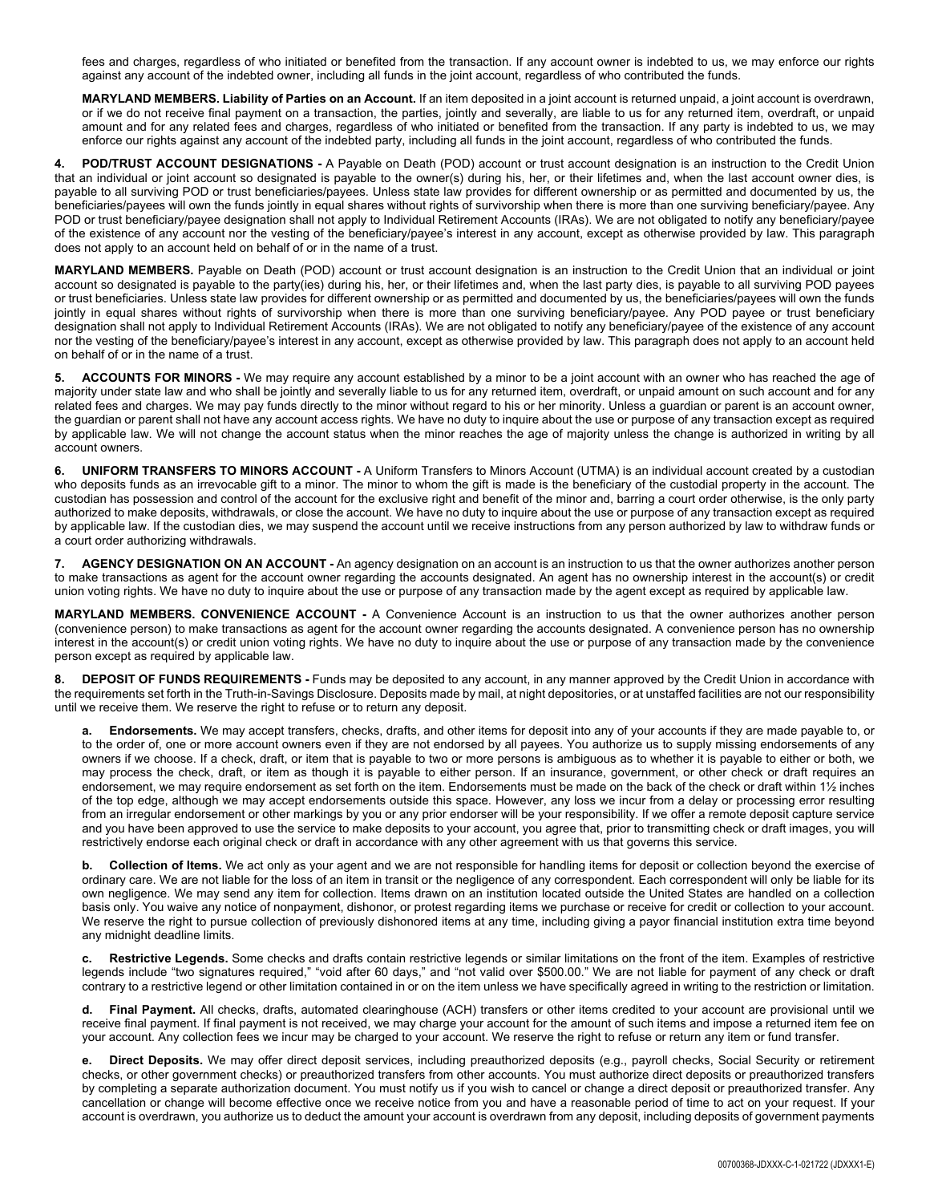fees and charges, regardless of who initiated or benefited from the transaction. If any account owner is indebted to us, we may enforce our rights against any account of the indebted owner, including all funds in the joint account, regardless of who contributed the funds.

**MARYLAND MEMBERS. Liability of Parties on an Account.** If an item deposited in a joint account is returned unpaid, a joint account is overdrawn, or if we do not receive final payment on a transaction, the parties, jointly and severally, are liable to us for any returned item, overdraft, or unpaid amount and for any related fees and charges, regardless of who initiated or benefited from the transaction. If any party is indebted to us, we may enforce our rights against any account of the indebted party, including all funds in the joint account, regardless of who contributed the funds.

**4. POD/TRUST ACCOUNT DESIGNATIONS -** A Payable on Death (POD) account or trust account designation is an instruction to the Credit Union that an individual or joint account so designated is payable to the owner(s) during his, her, or their lifetimes and, when the last account owner dies, is payable to all surviving POD or trust beneficiaries/payees. Unless state law provides for different ownership or as permitted and documented by us, the beneficiaries/payees will own the funds jointly in equal shares without rights of survivorship when there is more than one surviving beneficiary/payee. Any POD or trust beneficiary/payee designation shall not apply to Individual Retirement Accounts (IRAs). We are not obligated to notify any beneficiary/payee of the existence of any account nor the vesting of the beneficiary/payee's interest in any account, except as otherwise provided by law. This paragraph does not apply to an account held on behalf of or in the name of a trust.

**MARYLAND MEMBERS.** Payable on Death (POD) account or trust account designation is an instruction to the Credit Union that an individual or joint account so designated is payable to the party(ies) during his, her, or their lifetimes and, when the last party dies, is payable to all surviving POD payees or trust beneficiaries. Unless state law provides for different ownership or as permitted and documented by us, the beneficiaries/payees will own the funds jointly in equal shares without rights of survivorship when there is more than one surviving beneficiary/payee. Any POD payee or trust beneficiary designation shall not apply to Individual Retirement Accounts (IRAs). We are not obligated to notify any beneficiary/payee of the existence of any account nor the vesting of the beneficiary/payee's interest in any account, except as otherwise provided by law. This paragraph does not apply to an account held on behalf of or in the name of a trust.

**5. ACCOUNTS FOR MINORS -** We may require any account established by a minor to be a joint account with an owner who has reached the age of majority under state law and who shall be jointly and severally liable to us for any returned item, overdraft, or unpaid amount on such account and for any related fees and charges. We may pay funds directly to the minor without regard to his or her minority. Unless a guardian or parent is an account owner, the guardian or parent shall not have any account access rights. We have no duty to inquire about the use or purpose of any transaction except as required by applicable law. We will not change the account status when the minor reaches the age of majority unless the change is authorized in writing by all account owners.

**6. UNIFORM TRANSFERS TO MINORS ACCOUNT -** A Uniform Transfers to Minors Account (UTMA) is an individual account created by a custodian who deposits funds as an irrevocable gift to a minor. The minor to whom the gift is made is the beneficiary of the custodial property in the account. The custodian has possession and control of the account for the exclusive right and benefit of the minor and, barring a court order otherwise, is the only party authorized to make deposits, withdrawals, or close the account. We have no duty to inquire about the use or purpose of any transaction except as required by applicable law. If the custodian dies, we may suspend the account until we receive instructions from any person authorized by law to withdraw funds or a court order authorizing withdrawals.

**7. AGENCY DESIGNATION ON AN ACCOUNT -** An agency designation on an account is an instruction to us that the owner authorizes another person to make transactions as agent for the account owner regarding the accounts designated. An agent has no ownership interest in the account(s) or credit union voting rights. We have no duty to inquire about the use or purpose of any transaction made by the agent except as required by applicable law.

**MARYLAND MEMBERS. CONVENIENCE ACCOUNT -** A Convenience Account is an instruction to us that the owner authorizes another person (convenience person) to make transactions as agent for the account owner regarding the accounts designated. A convenience person has no ownership interest in the account(s) or credit union voting rights. We have no duty to inquire about the use or purpose of any transaction made by the convenience person except as required by applicable law.

**8. DEPOSIT OF FUNDS REQUIREMENTS -** Funds may be deposited to any account, in any manner approved by the Credit Union in accordance with the requirements set forth in the Truth-in-Savings Disclosure. Deposits made by mail, at night depositories, or at unstaffed facilities are not our responsibility until we receive them. We reserve the right to refuse or to return any deposit.

**a. Endorsements.** We may accept transfers, checks, drafts, and other items for deposit into any of your accounts if they are made payable to, or to the order of, one or more account owners even if they are not endorsed by all payees. You authorize us to supply missing endorsements of any owners if we choose. If a check, draft, or item that is payable to two or more persons is ambiguous as to whether it is payable to either or both, we may process the check, draft, or item as though it is payable to either person. If an insurance, government, or other check or draft requires an endorsement, we may require endorsement as set forth on the item. Endorsements must be made on the back of the check or draft within 1½ inches of the top edge, although we may accept endorsements outside this space. However, any loss we incur from a delay or processing error resulting from an irregular endorsement or other markings by you or any prior endorser will be your responsibility. If we offer a remote deposit capture service and you have been approved to use the service to make deposits to your account, you agree that, prior to transmitting check or draft images, you will restrictively endorse each original check or draft in accordance with any other agreement with us that governs this service.

**b. Collection of Items.** We act only as your agent and we are not responsible for handling items for deposit or collection beyond the exercise of ordinary care. We are not liable for the loss of an item in transit or the negligence of any correspondent. Each correspondent will only be liable for its own negligence. We may send any item for collection. Items drawn on an institution located outside the United States are handled on a collection basis only. You waive any notice of nonpayment, dishonor, or protest regarding items we purchase or receive for credit or collection to your account. We reserve the right to pursue collection of previously dishonored items at any time, including giving a payor financial institution extra time beyond any midnight deadline limits.

**c. Restrictive Legends.** Some checks and drafts contain restrictive legends or similar limitations on the front of the item. Examples of restrictive legends include "two signatures required," "void after 60 days," and "not valid over $500.00." We are not liable for payment of any check or draft contrary to a restrictive legend or other limitation contained in or on the item unless we have specifically agreed in writing to the restriction or limitation.

**d. Final Payment.** All checks, drafts, automated clearinghouse (ACH) transfers or other items credited to your account are provisional until we receive final payment. If final payment is not received, we may charge your account for the amount of such items and impose a returned item fee on your account. Any collection fees we incur may be charged to your account. We reserve the right to refuse or return any item or fund transfer.

**e. Direct Deposits.** We may offer direct deposit services, including preauthorized deposits (e.g., payroll checks, Social Security or retirement checks, or other government checks) or preauthorized transfers from other accounts. You must authorize direct deposits or preauthorized transfers by completing a separate authorization document. You must notify us if you wish to cancel or change a direct deposit or preauthorized transfer. Any cancellation or change will become effective once we receive notice from you and have a reasonable period of time to act on your request. If your account is overdrawn, you authorize us to deduct the amount your account is overdrawn from any deposit, including deposits of government payments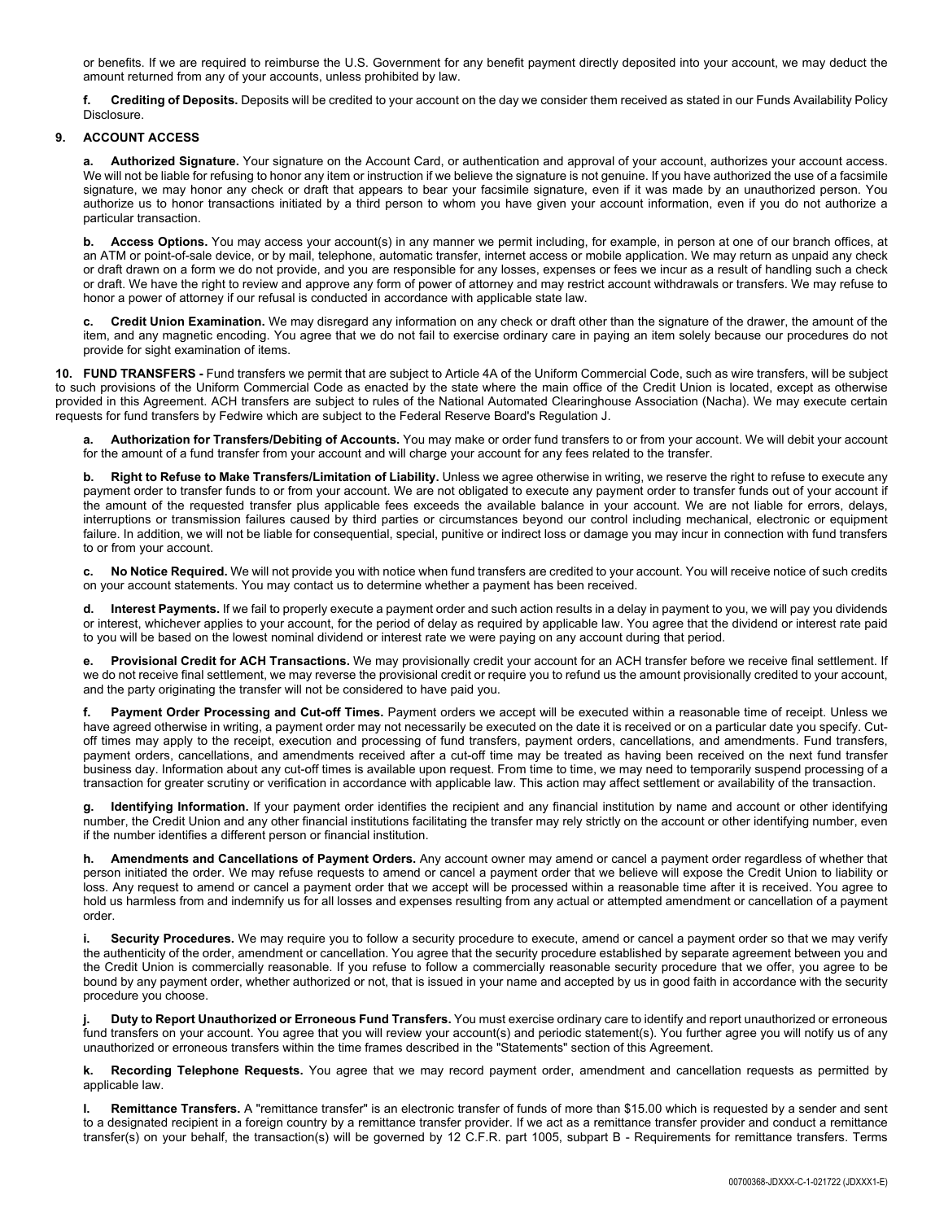or benefits. If we are required to reimburse the U.S. Government for any benefit payment directly deposited into your account, we may deduct the amount returned from any of your accounts, unless prohibited by law.

**f. Crediting of Deposits.** Deposits will be credited to your account on the day we consider them received as stated in our Funds Availability Policy Disclosure.

## 9. ACCOUNT ACCESS

**a. Authorized Signature.** Your signature on the Account Card, or authentication and approval of your account, authorizes your account access. We will not be liable for refusing to honor any item or instruction if we believe the signature is not genuine. If you have authorized the use of a facsimile signature, we may honor any check or draft that appears to bear your facsimile signature, even if it was made by an unauthorized person. You authorize us to honor transactions initiated by a third person to whom you have given your account information, even if you do not authorize a particular transaction.

**b. Access Options.** You may access your account(s) in any manner we permit including, for example, in person at one of our branch offices, at an ATM or point-of-sale device, or by mail, telephone, automatic transfer, internet access or mobile application. We may return as unpaid any check or draft drawn on a form we do not provide, and you are responsible for any losses, expenses or fees we incur as a result of handling such a check or draft. We have the right to review and approve any form of power of attorney and may restrict account withdrawals or transfers. We may refuse to honor a power of attorney if our refusal is conducted in accordance with applicable state law.

**c. Credit Union Examination.** We may disregard any information on any check or draft other than the signature of the drawer, the amount of the item, and any magnetic encoding. You agree that we do not fail to exercise ordinary care in paying an item solely because our procedures do not provide for sight examination of items.

**10. FUND TRANSFERS -** Fund transfers we permit that are subject to Article 4A of the Uniform Commercial Code, such as wire transfers, will be subject to such provisions of the Uniform Commercial Code as enacted by the state where the main office of the Credit Union is located, except as otherwise provided in this Agreement. ACH transfers are subject to rules of the National Automated Clearinghouse Association (Nacha). We may execute certain requests for fund transfers by Fedwire which are subject to the Federal Reserve Board's Regulation J.

**a. Authorization for Transfers/Debiting of Accounts.** You may make or order fund transfers to or from your account. We will debit your account for the amount of a fund transfer from your account and will charge your account for any fees related to the transfer.

**b. Right to Refuse to Make Transfers/Limitation of Liability.** Unless we agree otherwise in writing, we reserve the right to refuse to execute any payment order to transfer funds to or from your account. We are not obligated to execute any payment order to transfer funds out of your account if the amount of the requested transfer plus applicable fees exceeds the available balance in your account. We are not liable for errors, delays, interruptions or transmission failures caused by third parties or circumstances beyond our control including mechanical, electronic or equipment failure. In addition, we will not be liable for consequential, special, punitive or indirect loss or damage you may incur in connection with fund transfers to or from your account.

**c. No Notice Required.** We will not provide you with notice when fund transfers are credited to your account. You will receive notice of such credits on your account statements. You may contact us to determine whether a payment has been received.

**d. Interest Payments.** If we fail to properly execute a payment order and such action results in a delay in payment to you, we will pay you dividends or interest, whichever applies to your account, for the period of delay as required by applicable law. You agree that the dividend or interest rate paid to you will be based on the lowest nominal dividend or interest rate we were paying on any account during that period.

**e. Provisional Credit for ACH Transactions.** We may provisionally credit your account for an ACH transfer before we receive final settlement. If we do not receive final settlement, we may reverse the provisional credit or require you to refund us the amount provisionally credited to your account, and the party originating the transfer will not be considered to have paid you.

**f. Payment Order Processing and Cut-off Times.** Payment orders we accept will be executed within a reasonable time of receipt. Unless we have agreed otherwise in writing, a payment order may not necessarily be executed on the date it is received or on a particular date you specify. Cut-off times may apply to the receipt, execution and processing of fund transfers, payment orders, cancellations, and amendments. Fund transfers, payment orders, cancellations, and amendments received after a cut-off time may be treated as having been received on the next fund transfer business day. Information about any cut-off times is available upon request. From time to time, we may need to temporarily suspend processing of a transaction for greater scrutiny or verification in accordance with applicable law. This action may affect settlement or availability of the transaction.

**g. Identifying Information.** If your payment order identifies the recipient and any financial institution by name and account or other identifying number, the Credit Union and any other financial institutions facilitating the transfer may rely strictly on the account or other identifying number, even if the number identifies a different person or financial institution.

**h. Amendments and Cancellations of Payment Orders.** Any account owner may amend or cancel a payment order regardless of whether that person initiated the order. We may refuse requests to amend or cancel a payment order that we believe will expose the Credit Union to liability or loss. Any request to amend or cancel a payment order that we accept will be processed within a reasonable time after it is received. You agree to hold us harmless from and indemnify us for all losses and expenses resulting from any actual or attempted amendment or cancellation of a payment order.

**i. Security Procedures.** We may require you to follow a security procedure to execute, amend or cancel a payment order so that we may verify the authenticity of the order, amendment or cancellation. You agree that the security procedure established by separate agreement between you and the Credit Union is commercially reasonable. If you refuse to follow a commercially reasonable security procedure that we offer, you agree to be bound by any payment order, whether authorized or not, that is issued in your name and accepted by us in good faith in accordance with the security procedure you choose.

**j. Duty to Report Unauthorized or Erroneous Fund Transfers.** You must exercise ordinary care to identify and report unauthorized or erroneous fund transfers on your account. You agree that you will review your account(s) and periodic statement(s). You further agree you will notify us of any unauthorized or erroneous transfers within the time frames described in the "Statements" section of this Agreement.

**k. Recording Telephone Requests.** You agree that we may record payment order, amendment and cancellation requests as permitted by applicable law.

**l. Remittance Transfers.** A "remittance transfer" is an electronic transfer of funds of more than $15.00 which is requested by a sender and sent to a designated recipient in a foreign country by a remittance transfer provider. If we act as a remittance transfer provider and conduct a remittance transfer(s) on your behalf, the transaction(s) will be governed by 12 C.F.R. part 1005, subpart B - Requirements for remittance transfers. Terms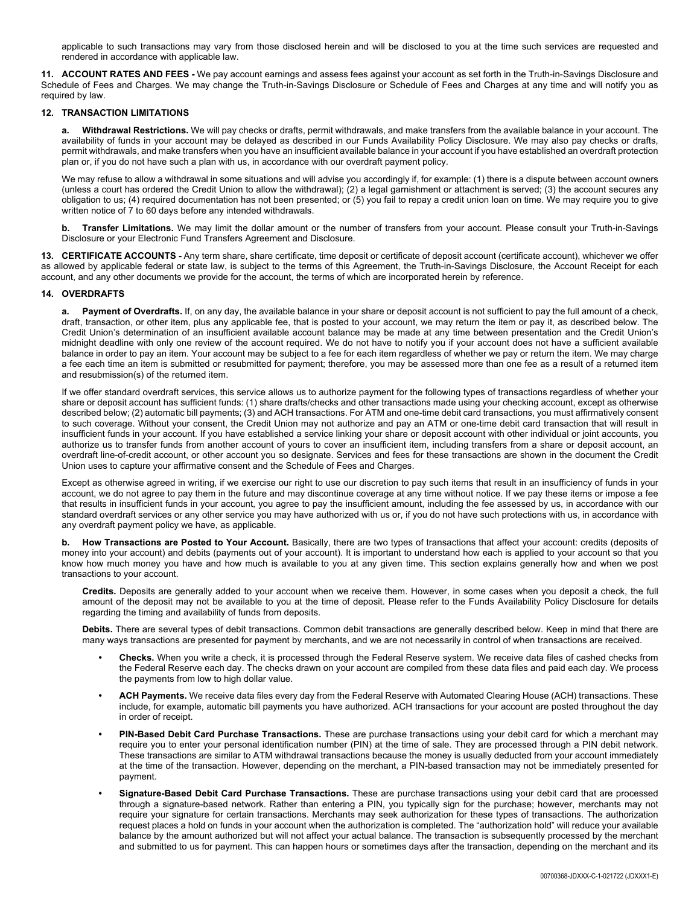applicable to such transactions may vary from those disclosed herein and will be disclosed to you at the time such services are requested and rendered in accordance with applicable law.

**11. ACCOUNT RATES AND FEES -** We pay account earnings and assess fees against your account as set forth in the Truth-in-Savings Disclosure and Schedule of Fees and Charges. We may change the Truth-in-Savings Disclosure or Schedule of Fees and Charges at any time and will notify you as required by law.

**12. TRANSACTION LIMITATIONS**

**a. Withdrawal Restrictions.** We will pay checks or drafts, permit withdrawals, and make transfers from the available balance in your account. The availability of funds in your account may be delayed as described in our Funds Availability Policy Disclosure. We may also pay checks or drafts, permit withdrawals, and make transfers when you have an insufficient available balance in your account if you have established an overdraft protection plan or, if you do not have such a plan with us, in accordance with our overdraft payment policy.

We may refuse to allow a withdrawal in some situations and will advise you accordingly if, for example: (1) there is a dispute between account owners (unless a court has ordered the Credit Union to allow the withdrawal); (2) a legal garnishment or attachment is served; (3) the account secures any obligation to us; (4) required documentation has not been presented; or (5) you fail to repay a credit union loan on time. We may require you to give written notice of 7 to 60 days before any intended withdrawals.

**b. Transfer Limitations.** We may limit the dollar amount or the number of transfers from your account. Please consult your Truth-in-Savings Disclosure or your Electronic Fund Transfers Agreement and Disclosure.

**13. CERTIFICATE ACCOUNTS -** Any term share, share certificate, time deposit or certificate of deposit account (certificate account), whichever we offer as allowed by applicable federal or state law, is subject to the terms of this Agreement, the Truth-in-Savings Disclosure, the Account Receipt for each account, and any other documents we provide for the account, the terms of which are incorporated herein by reference.

**14. OVERDRAFTS**

**a. Payment of Overdrafts.** If, on any day, the available balance in your share or deposit account is not sufficient to pay the full amount of a check, draft, transaction, or other item, plus any applicable fee, that is posted to your account, we may return the item or pay it, as described below. The Credit Union's determination of an insufficient available account balance may be made at any time between presentation and the Credit Union's midnight deadline with only one review of the account required. We do not have to notify you if your account does not have a sufficient available balance in order to pay an item. Your account may be subject to a fee for each item regardless of whether we pay or return the item. We may charge a fee each time an item is submitted or resubmitted for payment; therefore, you may be assessed more than one fee as a result of a returned item and resubmission(s) of the returned item.

If we offer standard overdraft services, this service allows us to authorize payment for the following types of transactions regardless of whether your share or deposit account has sufficient funds: (1) share drafts/checks and other transactions made using your checking account, except as otherwise described below; (2) automatic bill payments; (3) and ACH transactions. For ATM and one-time debit card transactions, you must affirmatively consent to such coverage. Without your consent, the Credit Union may not authorize and pay an ATM or one-time debit card transaction that will result in insufficient funds in your account. If you have established a service linking your share or deposit account with other individual or joint accounts, you authorize us to transfer funds from another account of yours to cover an insufficient item, including transfers from a share or deposit account, an overdraft line-of-credit account, or other account you so designate. Services and fees for these transactions are shown in the document the Credit Union uses to capture your affirmative consent and the Schedule of Fees and Charges.

Except as otherwise agreed in writing, if we exercise our right to use our discretion to pay such items that result in an insufficiency of funds in your account, we do not agree to pay them in the future and may discontinue coverage at any time without notice. If we pay these items or impose a fee that results in insufficient funds in your account, you agree to pay the insufficient amount, including the fee assessed by us, in accordance with our standard overdraft services or any other service you may have authorized with us or, if you do not have such protections with us, in accordance with any overdraft payment policy we have, as applicable.

**b. How Transactions are Posted to Your Account.** Basically, there are two types of transactions that affect your account: credits (deposits of money into your account) and debits (payments out of your account). It is important to understand how each is applied to your account so that you know how much money you have and how much is available to you at any given time. This section explains generally how and when we post transactions to your account.

**Credits.** Deposits are generally added to your account when we receive them. However, in some cases when you deposit a check, the full amount of the deposit may not be available to you at the time of deposit. Please refer to the Funds Availability Policy Disclosure for details regarding the timing and availability of funds from deposits.

**Debits.** There are several types of debit transactions. Common debit transactions are generally described below. Keep in mind that there are many ways transactions are presented for payment by merchants, and we are not necessarily in control of when transactions are received.

- **Checks.** When you write a check, it is processed through the Federal Reserve system. We receive data files of cashed checks from the Federal Reserve each day. The checks drawn on your account are compiled from these data files and paid each day. We process the payments from low to high dollar value.
- **ACH Payments.** We receive data files every day from the Federal Reserve with Automated Clearing House (ACH) transactions. These include, for example, automatic bill payments you have authorized. ACH transactions for your account are posted throughout the day in order of receipt.
- **PIN-Based Debit Card Purchase Transactions.** These are purchase transactions using your debit card for which a merchant may require you to enter your personal identification number (PIN) at the time of sale. They are processed through a PIN debit network. These transactions are similar to ATM withdrawal transactions because the money is usually deducted from your account immediately at the time of the transaction. However, depending on the merchant, a PIN-based transaction may not be immediately presented for payment.
- **Signature-Based Debit Card Purchase Transactions.** These are purchase transactions using your debit card that are processed through a signature-based network. Rather than entering a PIN, you typically sign for the purchase; however, merchants may not require your signature for certain transactions. Merchants may seek authorization for these types of transactions. The authorization request places a hold on funds in your account when the authorization is completed. The "authorization hold" will reduce your available balance by the amount authorized but will not affect your actual balance. The transaction is subsequently processed by the merchant and submitted to us for payment. This can happen hours or sometimes days after the transaction, depending on the merchant and its

00700368-JDXXX-C-1-021722 (JDXXX1-E)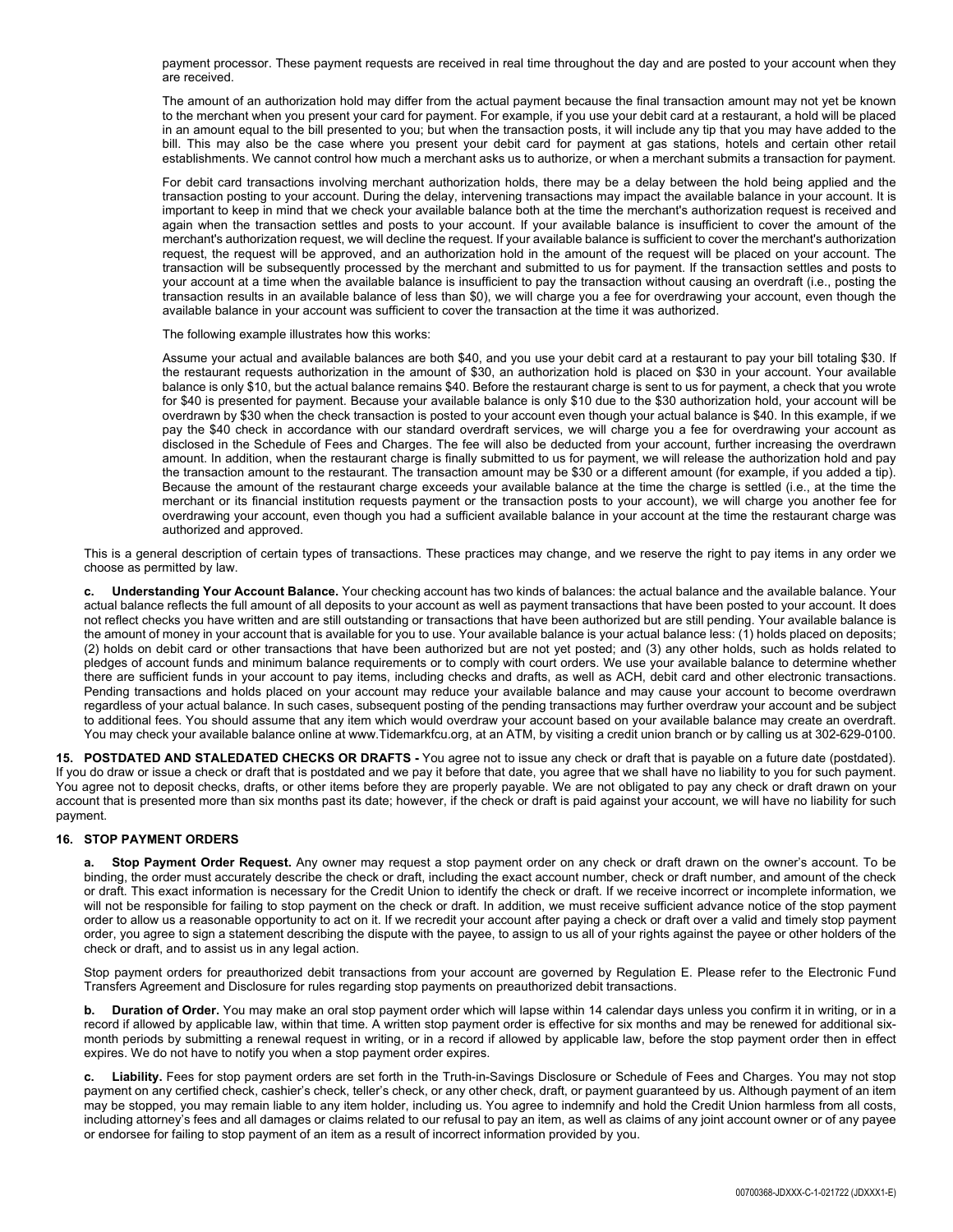payment processor. These payment requests are received in real time throughout the day and are posted to your account when they are received.

The amount of an authorization hold may differ from the actual payment because the final transaction amount may not yet be known to the merchant when you present your card for payment. For example, if you use your debit card at a restaurant, a hold will be placed in an amount equal to the bill presented to you; but when the transaction posts, it will include any tip that you may have added to the bill. This may also be the case where you present your debit card for payment at gas stations, hotels and certain other retail establishments. We cannot control how much a merchant asks us to authorize, or when a merchant submits a transaction for payment.

For debit card transactions involving merchant authorization holds, there may be a delay between the hold being applied and the transaction posting to your account. During the delay, intervening transactions may impact the available balance in your account. It is important to keep in mind that we check your available balance both at the time the merchant's authorization request is received and again when the transaction settles and posts to your account. If your available balance is insufficient to cover the amount of the merchant's authorization request, we will decline the request. If your available balance is sufficient to cover the merchant's authorization request, the request will be approved, and an authorization hold in the amount of the request will be placed on your account. The transaction will be subsequently processed by the merchant and submitted to us for payment. If the transaction settles and posts to your account at a time when the available balance is insufficient to pay the transaction without causing an overdraft (i.e., posting the transaction results in an available balance of less than $0), we will charge you a fee for overdrawing your account, even though the available balance in your account was sufficient to cover the transaction at the time it was authorized.

The following example illustrates how this works:

Assume your actual and available balances are both $40, and you use your debit card at a restaurant to pay your bill totaling $30. If the restaurant requests authorization in the amount of $30, an authorization hold is placed on $30 in your account. Your available balance is only $10, but the actual balance remains $40. Before the restaurant charge is sent to us for payment, a check that you wrote for $40 is presented for payment. Because your available balance is only $10 due to the $30 authorization hold, your account will be overdrawn by $30 when the check transaction is posted to your account even though your actual balance is $40. In this example, if we pay the $40 check in accordance with our standard overdraft services, we will charge you a fee for overdrawing your account as disclosed in the Schedule of Fees and Charges. The fee will also be deducted from your account, further increasing the overdrawn amount. In addition, when the restaurant charge is finally submitted to us for payment, we will release the authorization hold and pay the transaction amount to the restaurant. The transaction amount may be $30 or a different amount (for example, if you added a tip). Because the amount of the restaurant charge exceeds your available balance at the time the charge is settled (i.e., at the time the merchant or its financial institution requests payment or the transaction posts to your account), we will charge you another fee for overdrawing your account, even though you had a sufficient available balance in your account at the time the restaurant charge was authorized and approved.

This is a general description of certain types of transactions. These practices may change, and we reserve the right to pay items in any order we choose as permitted by law.

**c. Understanding Your Account Balance.** Your checking account has two kinds of balances: the actual balance and the available balance. Your actual balance reflects the full amount of all deposits to your account as well as payment transactions that have been posted to your account. It does not reflect checks you have written and are still outstanding or transactions that have been authorized but are still pending. Your available balance is the amount of money in your account that is available for you to use. Your available balance is your actual balance less: (1) holds placed on deposits; (2) holds on debit card or other transactions that have been authorized but are not yet posted; and (3) any other holds, such as holds related to pledges of account funds and minimum balance requirements or to comply with court orders. We use your available balance to determine whether there are sufficient funds in your account to pay items, including checks and drafts, as well as ACH, debit card and other electronic transactions. Pending transactions and holds placed on your account may reduce your available balance and may cause your account to become overdrawn regardless of your actual balance. In such cases, subsequent posting of the pending transactions may further overdraw your account and be subject to additional fees. You should assume that any item which would overdraw your account based on your available balance may create an overdraft. You may check your available balance online at www.Tidemarkfcu.org, at an ATM, by visiting a credit union branch or by calling us at 302-629-0100.

**15. POSTDATED AND STALEDATED CHECKS OR DRAFTS -** You agree not to issue any check or draft that is payable on a future date (postdated). If you do draw or issue a check or draft that is postdated and we pay it before that date, you agree that we shall have no liability to you for such payment. You agree not to deposit checks, drafts, or other items before they are properly payable. We are not obligated to pay any check or draft drawn on your account that is presented more than six months past its date; however, if the check or draft is paid against your account, we will have no liability for such payment.

**16. STOP PAYMENT ORDERS**

**a. Stop Payment Order Request.** Any owner may request a stop payment order on any check or draft drawn on the owner's account. To be binding, the order must accurately describe the check or draft, including the exact account number, check or draft number, and amount of the check or draft. This exact information is necessary for the Credit Union to identify the check or draft. If we receive incorrect or incomplete information, we will not be responsible for failing to stop payment on the check or draft. In addition, we must receive sufficient advance notice of the stop payment order to allow us a reasonable opportunity to act on it. If we recredit your account after paying a check or draft over a valid and timely stop payment order, you agree to sign a statement describing the dispute with the payee, to assign to us all of your rights against the payee or other holders of the check or draft, and to assist us in any legal action.

Stop payment orders for preauthorized debit transactions from your account are governed by Regulation E. Please refer to the Electronic Fund Transfers Agreement and Disclosure for rules regarding stop payments on preauthorized debit transactions.

**b. Duration of Order.** You may make an oral stop payment order which will lapse within 14 calendar days unless you confirm it in writing, or in a record if allowed by applicable law, within that time. A written stop payment order is effective for six months and may be renewed for additional six-month periods by submitting a renewal request in writing, or in a record if allowed by applicable law, before the stop payment order then in effect expires. We do not have to notify you when a stop payment order expires.

**c. Liability.** Fees for stop payment orders are set forth in the Truth-in-Savings Disclosure or Schedule of Fees and Charges. You may not stop payment on any certified check, cashier's check, teller's check, or any other check, draft, or payment guaranteed by us. Although payment of an item may be stopped, you may remain liable to any item holder, including us. You agree to indemnify and hold the Credit Union harmless from all costs, including attorney's fees and all damages or claims related to our refusal to pay an item, as well as claims of any joint account owner or of any payee or endorsee for failing to stop payment of an item as a result of incorrect information provided by you.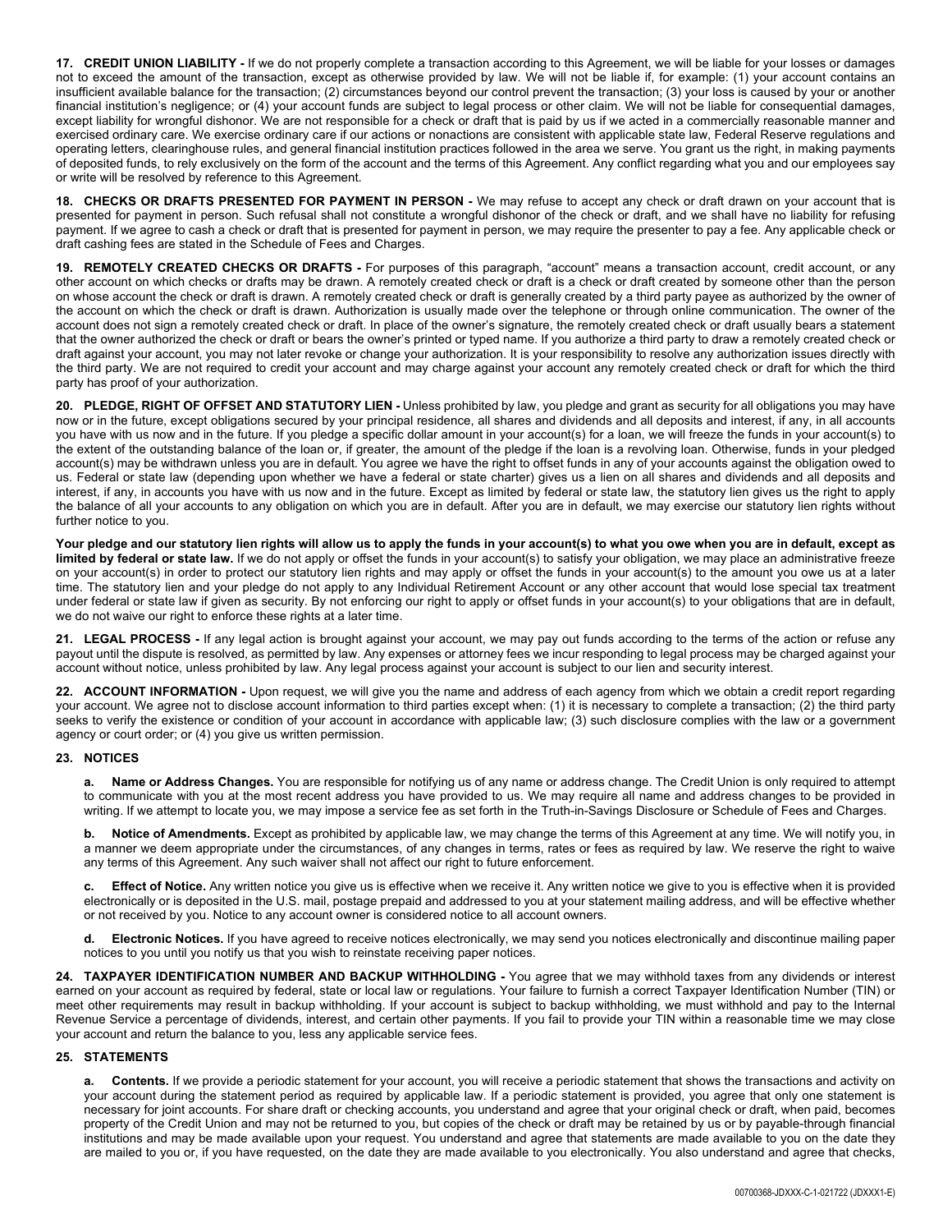**17. CREDIT UNION LIABILITY -** If we do not properly complete a transaction according to this Agreement, we will be liable for your losses or damages not to exceed the amount of the transaction, except as otherwise provided by law. We will not be liable if, for example: (1) your account contains an insufficient available balance for the transaction; (2) circumstances beyond our control prevent the transaction; (3) your loss is caused by your or another financial institution's negligence; or (4) your account funds are subject to legal process or other claim. We will not be liable for consequential damages, except liability for wrongful dishonor. We are not responsible for a check or draft that is paid by us if we acted in a commercially reasonable manner and exercised ordinary care. We exercise ordinary care if our actions or nonactions are consistent with applicable state law, Federal Reserve regulations and operating letters, clearinghouse rules, and general financial institution practices followed in the area we serve. You grant us the right, in making payments of deposited funds, to rely exclusively on the form of the account and the terms of this Agreement. Any conflict regarding what you and our employees say or write will be resolved by reference to this Agreement.

**18. CHECKS OR DRAFTS PRESENTED FOR PAYMENT IN PERSON -** We may refuse to accept any check or draft drawn on your account that is presented for payment in person. Such refusal shall not constitute a wrongful dishonor of the check or draft, and we shall have no liability for refusing payment. If we agree to cash a check or draft that is presented for payment in person, we may require the presenter to pay a fee. Any applicable check or draft cashing fees are stated in the Schedule of Fees and Charges.

**19. REMOTELY CREATED CHECKS OR DRAFTS -** For purposes of this paragraph, "account" means a transaction account, credit account, or any other account on which checks or drafts may be drawn. A remotely created check or draft is a check or draft created by someone other than the person on whose account the check or draft is drawn. A remotely created check or draft is generally created by a third party payee as authorized by the owner of the account on which the check or draft is drawn. Authorization is usually made over the telephone or through online communication. The owner of the account does not sign a remotely created check or draft. In place of the owner's signature, the remotely created check or draft usually bears a statement that the owner authorized the check or draft or bears the owner's printed or typed name. If you authorize a third party to draw a remotely created check or draft against your account, you may not later revoke or change your authorization. It is your responsibility to resolve any authorization issues directly with the third party. We are not required to credit your account and may charge against your account any remotely created check or draft for which the third party has proof of your authorization.

**20. PLEDGE, RIGHT OF OFFSET AND STATUTORY LIEN -** Unless prohibited by law, you pledge and grant as security for all obligations you may have now or in the future, except obligations secured by your principal residence, all shares and dividends and all deposits and interest, if any, in all accounts you have with us now and in the future. If you pledge a specific dollar amount in your account(s) for a loan, we will freeze the funds in your account(s) to the extent of the outstanding balance of the loan or, if greater, the amount of the pledge if the loan is a revolving loan. Otherwise, funds in your pledged account(s) may be withdrawn unless you are in default. You agree we have the right to offset funds in any of your accounts against the obligation owed to us. Federal or state law (depending upon whether we have a federal or state charter) gives us a lien on all shares and dividends and all deposits and interest, if any, in accounts you have with us now and in the future. Except as limited by federal or state law, the statutory lien gives us the right to apply the balance of all your accounts to any obligation on which you are in default. After you are in default, we may exercise our statutory lien rights without further notice to you.

**Your pledge and our statutory lien rights will allow us to apply the funds in your account(s) to what you owe when you are in default, except as limited by federal or state law.** If we do not apply or offset the funds in your account(s) to satisfy your obligation, we may place an administrative freeze on your account(s) in order to protect our statutory lien rights and may apply or offset the funds in your account(s) to the amount you owe us at a later time. The statutory lien and your pledge do not apply to any Individual Retirement Account or any other account that would lose special tax treatment under federal or state law if given as security. By not enforcing our right to apply or offset funds in your account(s) to your obligations that are in default, we do not waive our right to enforce these rights at a later time.

**21. LEGAL PROCESS -** If any legal action is brought against your account, we may pay out funds according to the terms of the action or refuse any payout until the dispute is resolved, as permitted by law. Any expenses or attorney fees we incur responding to legal process may be charged against your account without notice, unless prohibited by law. Any legal process against your account is subject to our lien and security interest.

**22. ACCOUNT INFORMATION -** Upon request, we will give you the name and address of each agency from which we obtain a credit report regarding your account. We agree not to disclose account information to third parties except when: (1) it is necessary to complete a transaction; (2) the third party seeks to verify the existence or condition of your account in accordance with applicable law; (3) such disclosure complies with the law or a government agency or court order; or (4) you give us written permission.

**23. NOTICES**

**a. Name or Address Changes.** You are responsible for notifying us of any name or address change. The Credit Union is only required to attempt to communicate with you at the most recent address you have provided to us. We may require all name and address changes to be provided in writing. If we attempt to locate you, we may impose a service fee as set forth in the Truth-in-Savings Disclosure or Schedule of Fees and Charges.

**b. Notice of Amendments.** Except as prohibited by applicable law, we may change the terms of this Agreement at any time. We will notify you, in a manner we deem appropriate under the circumstances, of any changes in terms, rates or fees as required by law. We reserve the right to waive any terms of this Agreement. Any such waiver shall not affect our right to future enforcement.

**c. Effect of Notice.** Any written notice you give us is effective when we receive it. Any written notice we give to you is effective when it is provided electronically or is deposited in the U.S. mail, postage prepaid and addressed to you at your statement mailing address, and will be effective whether or not received by you. Notice to any account owner is considered notice to all account owners.

**d. Electronic Notices.** If you have agreed to receive notices electronically, we may send you notices electronically and discontinue mailing paper notices to you until you notify us that you wish to reinstate receiving paper notices.

**24. TAXPAYER IDENTIFICATION NUMBER AND BACKUP WITHHOLDING -** You agree that we may withhold taxes from any dividends or interest earned on your account as required by federal, state or local law or regulations. Your failure to furnish a correct Taxpayer Identification Number (TIN) or meet other requirements may result in backup withholding. If your account is subject to backup withholding, we must withhold and pay to the Internal Revenue Service a percentage of dividends, interest, and certain other payments. If you fail to provide your TIN within a reasonable time we may close your account and return the balance to you, less any applicable service fees.

**25. STATEMENTS**

**a. Contents.** If we provide a periodic statement for your account, you will receive a periodic statement that shows the transactions and activity on your account during the statement period as required by applicable law. If a periodic statement is provided, you agree that only one statement is necessary for joint accounts. For share draft or checking accounts, you understand and agree that your original check or draft, when paid, becomes property of the Credit Union and may not be returned to you, but copies of the check or draft may be retained by us or by payable-through financial institutions and may be made available upon your request. You understand and agree that statements are made available to you on the date they are mailed to you or, if you have requested, on the date they are made available to you electronically. You also understand and agree that checks,

00700368-JDXXX-C-1-021722 (JDXXX1-E)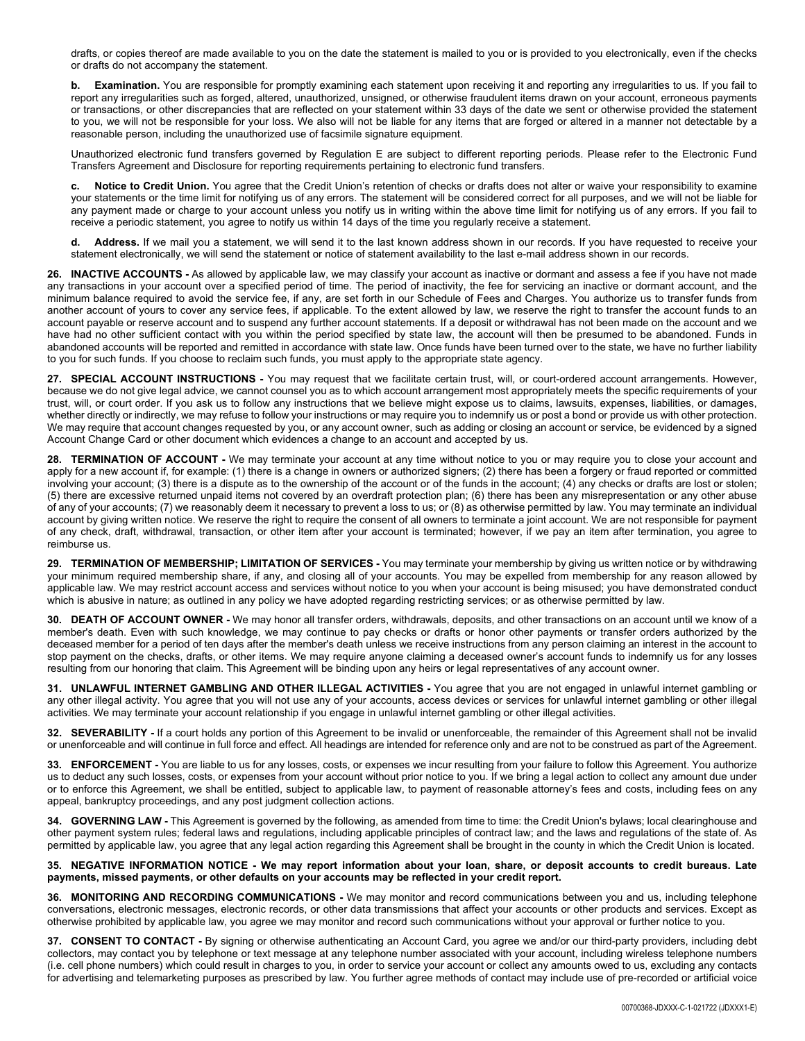drafts, or copies thereof are made available to you on the date the statement is mailed to you or is provided to you electronically, even if the checks or drafts do not accompany the statement.

**b. Examination.** You are responsible for promptly examining each statement upon receiving it and reporting any irregularities to us. If you fail to report any irregularities such as forged, altered, unauthorized, unsigned, or otherwise fraudulent items drawn on your account, erroneous payments or transactions, or other discrepancies that are reflected on your statement within 33 days of the date we sent or otherwise provided the statement to you, we will not be responsible for your loss. We also will not be liable for any items that are forged or altered in a manner not detectable by a reasonable person, including the unauthorized use of facsimile signature equipment.

Unauthorized electronic fund transfers governed by Regulation E are subject to different reporting periods. Please refer to the Electronic Fund Transfers Agreement and Disclosure for reporting requirements pertaining to electronic fund transfers.

**c. Notice to Credit Union.** You agree that the Credit Union's retention of checks or drafts does not alter or waive your responsibility to examine your statements or the time limit for notifying us of any errors. The statement will be considered correct for all purposes, and we will not be liable for any payment made or charge to your account unless you notify us in writing within the above time limit for notifying us of any errors. If you fail to receive a periodic statement, you agree to notify us within 14 days of the time you regularly receive a statement.

**d. Address.** If we mail you a statement, we will send it to the last known address shown in our records. If you have requested to receive your statement electronically, we will send the statement or notice of statement availability to the last e-mail address shown in our records.

**26. INACTIVE ACCOUNTS -** As allowed by applicable law, we may classify your account as inactive or dormant and assess a fee if you have not made any transactions in your account over a specified period of time. The period of inactivity, the fee for servicing an inactive or dormant account, and the minimum balance required to avoid the service fee, if any, are set forth in our Schedule of Fees and Charges. You authorize us to transfer funds from another account of yours to cover any service fees, if applicable. To the extent allowed by law, we reserve the right to transfer the account funds to an account payable or reserve account and to suspend any further account statements. If a deposit or withdrawal has not been made on the account and we have had no other sufficient contact with you within the period specified by state law, the account will then be presumed to be abandoned. Funds in abandoned accounts will be reported and remitted in accordance with state law. Once funds have been turned over to the state, we have no further liability to you for such funds. If you choose to reclaim such funds, you must apply to the appropriate state agency.

**27. SPECIAL ACCOUNT INSTRUCTIONS -** You may request that we facilitate certain trust, will, or court-ordered account arrangements. However, because we do not give legal advice, we cannot counsel you as to which account arrangement most appropriately meets the specific requirements of your trust, will, or court order. If you ask us to follow any instructions that we believe might expose us to claims, lawsuits, expenses, liabilities, or damages, whether directly or indirectly, we may refuse to follow your instructions or may require you to indemnify us or post a bond or provide us with other protection. We may require that account changes requested by you, or any account owner, such as adding or closing an account or service, be evidenced by a signed Account Change Card or other document which evidences a change to an account and accepted by us.

**28. TERMINATION OF ACCOUNT -** We may terminate your account at any time without notice to you or may require you to close your account and apply for a new account if, for example: (1) there is a change in owners or authorized signers; (2) there has been a forgery or fraud reported or committed involving your account; (3) there is a dispute as to the ownership of the account or of the funds in the account; (4) any checks or drafts are lost or stolen; (5) there are excessive returned unpaid items not covered by an overdraft protection plan; (6) there has been any misrepresentation or any other abuse of any of your accounts; (7) we reasonably deem it necessary to prevent a loss to us; or (8) as otherwise permitted by law. You may terminate an individual account by giving written notice. We reserve the right to require the consent of all owners to terminate a joint account. We are not responsible for payment of any check, draft, withdrawal, transaction, or other item after your account is terminated; however, if we pay an item after termination, you agree to reimburse us.

**29. TERMINATION OF MEMBERSHIP; LIMITATION OF SERVICES -** You may terminate your membership by giving us written notice or by withdrawing your minimum required membership share, if any, and closing all of your accounts. You may be expelled from membership for any reason allowed by applicable law. We may restrict account access and services without notice to you when your account is being misused; you have demonstrated conduct which is abusive in nature; as outlined in any policy we have adopted regarding restricting services; or as otherwise permitted by law.

**30. DEATH OF ACCOUNT OWNER -** We may honor all transfer orders, withdrawals, deposits, and other transactions on an account until we know of a member's death. Even with such knowledge, we may continue to pay checks or drafts or honor other payments or transfer orders authorized by the deceased member for a period of ten days after the member's death unless we receive instructions from any person claiming an interest in the account to stop payment on the checks, drafts, or other items. We may require anyone claiming a deceased owner's account funds to indemnify us for any losses resulting from our honoring that claim. This Agreement will be binding upon any heirs or legal representatives of any account owner.

**31. UNLAWFUL INTERNET GAMBLING AND OTHER ILLEGAL ACTIVITIES -** You agree that you are not engaged in unlawful internet gambling or any other illegal activity. You agree that you will not use any of your accounts, access devices or services for unlawful internet gambling or other illegal activities. We may terminate your account relationship if you engage in unlawful internet gambling or other illegal activities.

**32. SEVERABILITY -** If a court holds any portion of this Agreement to be invalid or unenforceable, the remainder of this Agreement shall not be invalid or unenforceable and will continue in full force and effect. All headings are intended for reference only and are not to be construed as part of the Agreement.

**33. ENFORCEMENT -** You are liable to us for any losses, costs, or expenses we incur resulting from your failure to follow this Agreement. You authorize us to deduct any such losses, costs, or expenses from your account without prior notice to you. If we bring a legal action to collect any amount due under or to enforce this Agreement, we shall be entitled, subject to applicable law, to payment of reasonable attorney's fees and costs, including fees on any appeal, bankruptcy proceedings, and any post judgment collection actions.

**34. GOVERNING LAW -** This Agreement is governed by the following, as amended from time to time: the Credit Union's bylaws; local clearinghouse and other payment system rules; federal laws and regulations, including applicable principles of contract law; and the laws and regulations of the state of. As permitted by applicable law, you agree that any legal action regarding this Agreement shall be brought in the county in which the Credit Union is located.

**35. NEGATIVE INFORMATION NOTICE - We may report information about your loan, share, or deposit accounts to credit bureaus. Late payments, missed payments, or other defaults on your accounts may be reflected in your credit report.**

**36. MONITORING AND RECORDING COMMUNICATIONS -** We may monitor and record communications between you and us, including telephone conversations, electronic messages, electronic records, or other data transmissions that affect your accounts or other products and services. Except as otherwise prohibited by applicable law, you agree we may monitor and record such communications without your approval or further notice to you.

**37. CONSENT TO CONTACT -** By signing or otherwise authenticating an Account Card, you agree we and/or our third-party providers, including debt collectors, may contact you by telephone or text message at any telephone number associated with your account, including wireless telephone numbers (i.e. cell phone numbers) which could result in charges to you, in order to service your account or collect any amounts owed to us, excluding any contacts for advertising and telemarketing purposes as prescribed by law. You further agree methods of contact may include use of pre-recorded or artificial voice

00700368-JDXXX-C-1-021722 (JDXXX1-E)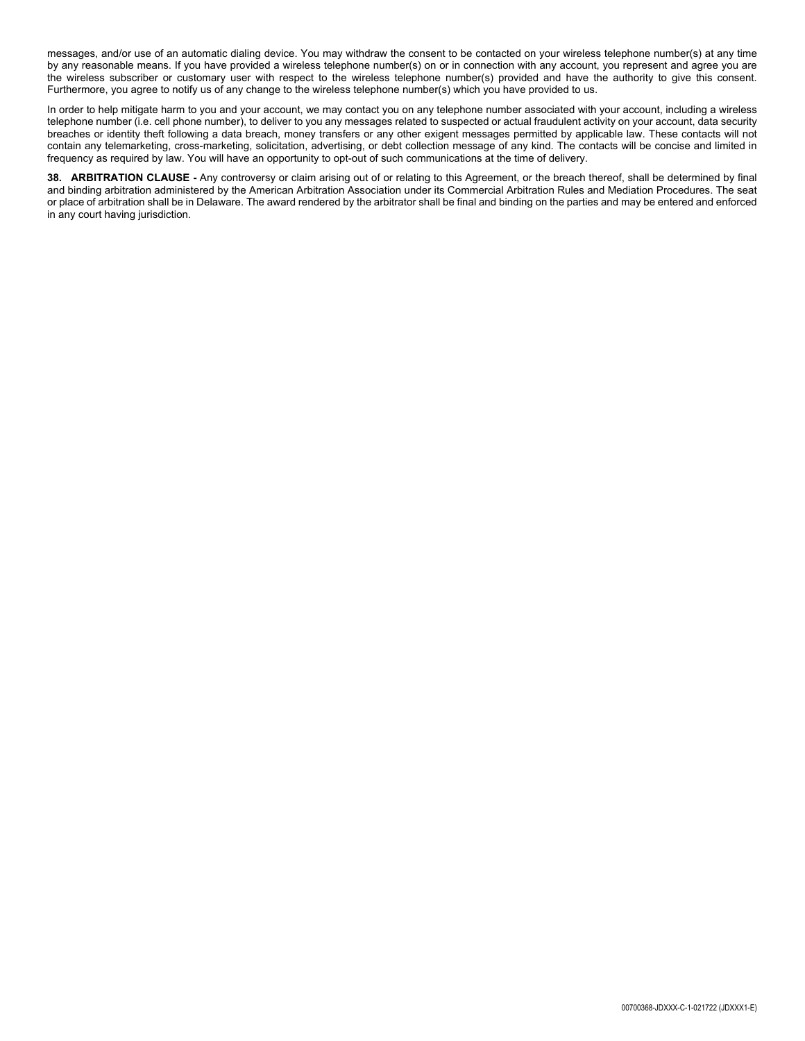messages, and/or use of an automatic dialing device. You may withdraw the consent to be contacted on your wireless telephone number(s) at any time by any reasonable means. If you have provided a wireless telephone number(s) on or in connection with any account, you represent and agree you are the wireless subscriber or customary user with respect to the wireless telephone number(s) provided and have the authority to give this consent. Furthermore, you agree to notify us of any change to the wireless telephone number(s) which you have provided to us.

In order to help mitigate harm to you and your account, we may contact you on any telephone number associated with your account, including a wireless telephone number (i.e. cell phone number), to deliver to you any messages related to suspected or actual fraudulent activity on your account, data security breaches or identity theft following a data breach, money transfers or any other exigent messages permitted by applicable law. These contacts will not contain any telemarketing, cross-marketing, solicitation, advertising, or debt collection message of any kind. The contacts will be concise and limited in frequency as required by law. You will have an opportunity to opt-out of such communications at the time of delivery.

**38. ARBITRATION CLAUSE -** Any controversy or claim arising out of or relating to this Agreement, or the breach thereof, shall be determined by final and binding arbitration administered by the American Arbitration Association under its Commercial Arbitration Rules and Mediation Procedures. The seat or place of arbitration shall be in Delaware. The award rendered by the arbitrator shall be final and binding on the parties and may be entered and enforced in any court having jurisdiction.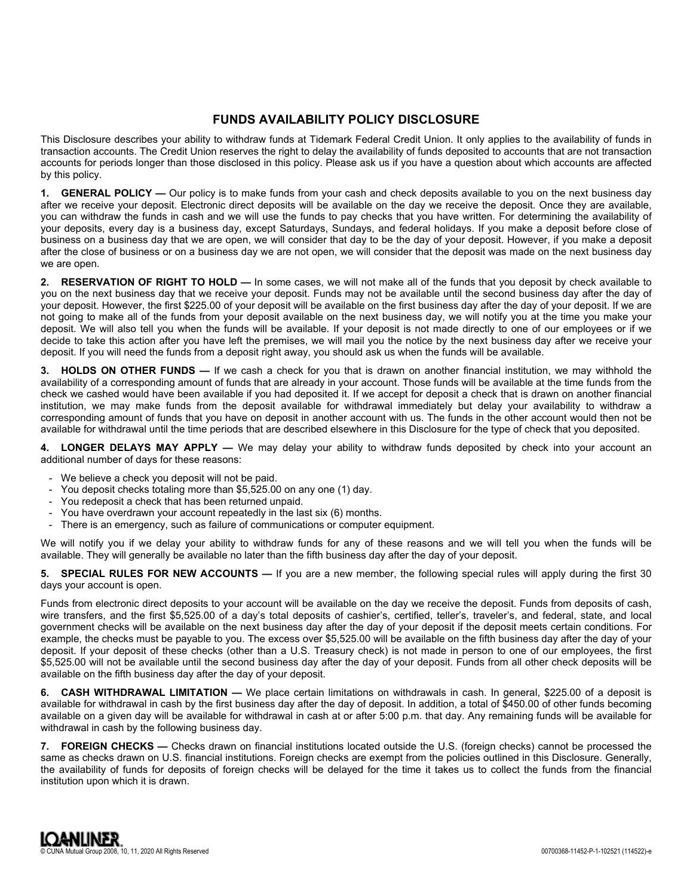# FUNDS AVAILABILITY POLICY DISCLOSURE

This Disclosure describes your ability to withdraw funds at Tidemark Federal Credit Union. It only applies to the availability of funds in transaction accounts. The Credit Union reserves the right to delay the availability of funds deposited to accounts that are not transaction accounts for periods longer than those disclosed in this policy. Please ask us if you have a question about which accounts are affected by this policy.

**1. GENERAL POLICY —** Our policy is to make funds from your cash and check deposits available to you on the next business day after we receive your deposit. Electronic direct deposits will be available on the day we receive the deposit. Once they are available, you can withdraw the funds in cash and we will use the funds to pay checks that you have written. For determining the availability of your deposits, every day is a business day, except Saturdays, Sundays, and federal holidays. If you make a deposit before close of business on a business day that we are open, we will consider that day to be the day of your deposit. However, if you make a deposit after the close of business or on a business day we are not open, we will consider that the deposit was made on the next business day we are open.

**2. RESERVATION OF RIGHT TO HOLD —** In some cases, we will not make all of the funds that you deposit by check available to you on the next business day that we receive your deposit. Funds may not be available until the second business day after the day of your deposit. However, the first $225.00 of your deposit will be available on the first business day after the day of your deposit. If we are not going to make all of the funds from your deposit available on the next business day, we will notify you at the time you make your deposit. We will also tell you when the funds will be available. If your deposit is not made directly to one of our employees or if we decide to take this action after you have left the premises, we will mail you the notice by the next business day after we receive your deposit. If you will need the funds from a deposit right away, you should ask us when the funds will be available.

**3. HOLDS ON OTHER FUNDS —** If we cash a check for you that is drawn on another financial institution, we may withhold the availability of a corresponding amount of funds that are already in your account. Those funds will be available at the time funds from the check we cashed would have been available if you had deposited it. If we accept for deposit a check that is drawn on another financial institution, we may make funds from the deposit available for withdrawal immediately but delay your availability to withdraw a corresponding amount of funds that you have on deposit in another account with us. The funds in the other account would then not be available for withdrawal until the time periods that are described elsewhere in this Disclosure for the type of check that you deposited.

**4. LONGER DELAYS MAY APPLY —** We may delay your ability to withdraw funds deposited by check into your account an additional number of days for these reasons:

- We believe a check you deposit will not be paid.
- You deposit checks totaling more than $5,525.00 on any one (1) day.
- You redeposit a check that has been returned unpaid.
- You have overdrawn your account repeatedly in the last six (6) months.
- There is an emergency, such as failure of communications or computer equipment.

We will notify you if we delay your ability to withdraw funds for any of these reasons and we will tell you when the funds will be available. They will generally be available no later than the fifth business day after the day of your deposit.

**5. SPECIAL RULES FOR NEW ACCOUNTS —** If you are a new member, the following special rules will apply during the first 30 days your account is open.

Funds from electronic direct deposits to your account will be available on the day we receive the deposit. Funds from deposits of cash, wire transfers, and the first $5,525.00 of a day's total deposits of cashier's, certified, teller's, traveler's, and federal, state, and local government checks will be available on the next business day after the day of your deposit if the deposit meets certain conditions. For example, the checks must be payable to you. The excess over $5,525.00 will be available on the fifth business day after the day of your deposit. If your deposit of these checks (other than a U.S. Treasury check) is not made in person to one of our employees, the first $5,525.00 will not be available until the second business day after the day of your deposit. Funds from all other check deposits will be available on the fifth business day after the day of your deposit.

**6. CASH WITHDRAWAL LIMITATION —** We place certain limitations on withdrawals in cash. In general, $225.00 of a deposit is available for withdrawal in cash by the first business day after the day of deposit. In addition, a total of $450.00 of other funds becoming available on a given day will be available for withdrawal in cash at or after 5:00 p.m. that day. Any remaining funds will be available for withdrawal in cash by the following business day.

**7. FOREIGN CHECKS —** Checks drawn on financial institutions located outside the U.S. (foreign checks) cannot be processed the same as checks drawn on U.S. financial institutions. Foreign checks are exempt from the policies outlined in this Disclosure. Generally, the availability of funds for deposits of foreign checks will be delayed for the time it takes us to collect the funds from the financial institution upon which it is drawn.

LOANLINER.
© CUNA Mutual Group 2008, 10, 11, 2020 All Rights Reserved

00700368-11452-P-1-102521 (114522)-e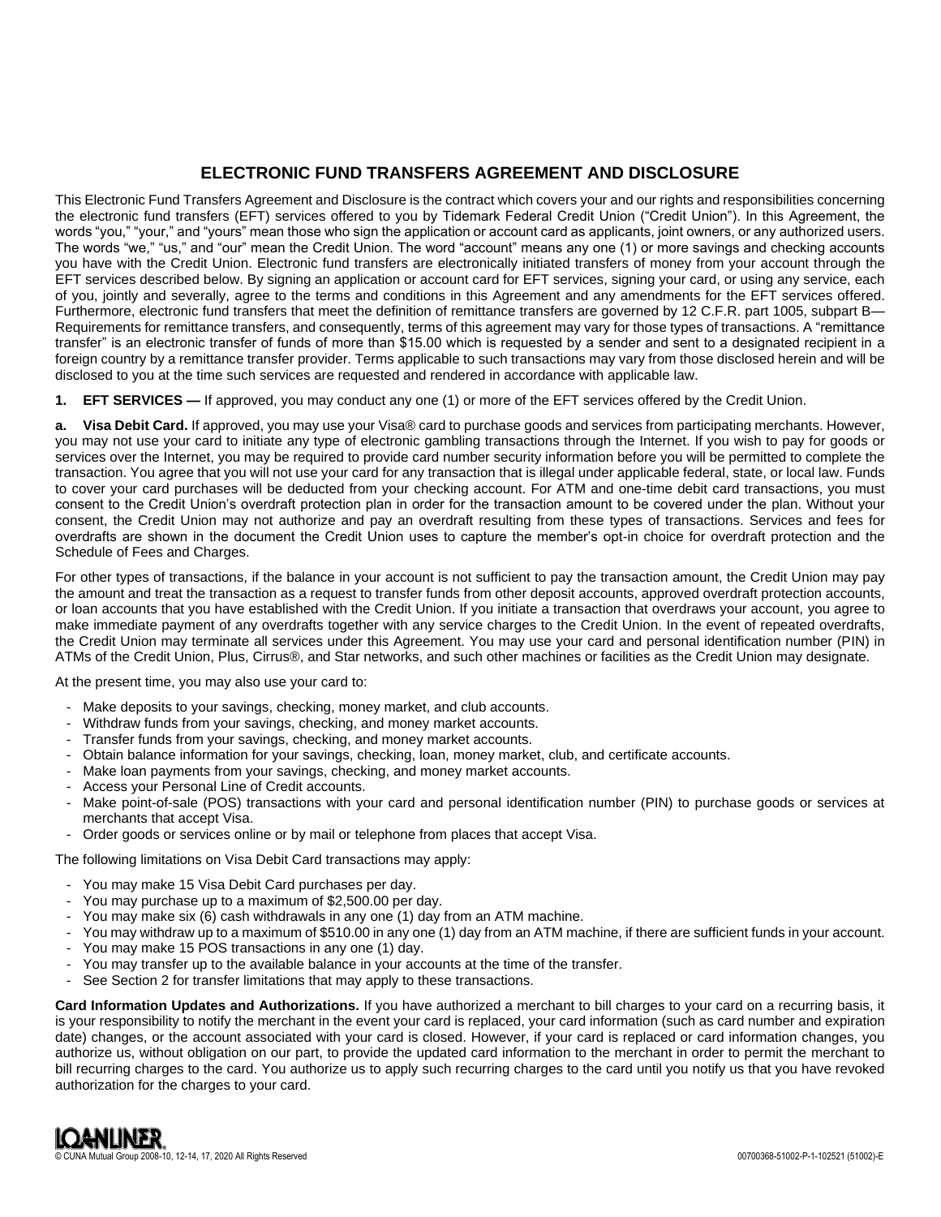# ELECTRONIC FUND TRANSFERS AGREEMENT AND DISCLOSURE

This Electronic Fund Transfers Agreement and Disclosure is the contract which covers your and our rights and responsibilities concerning the electronic fund transfers (EFT) services offered to you by Tidemark Federal Credit Union ("Credit Union"). In this Agreement, the words "you," "your," and "yours" mean those who sign the application or account card as applicants, joint owners, or any authorized users. The words "we," "us," and "our" mean the Credit Union. The word "account" means any one (1) or more savings and checking accounts you have with the Credit Union. Electronic fund transfers are electronically initiated transfers of money from your account through the EFT services described below. By signing an application or account card for EFT services, signing your card, or using any service, each of you, jointly and severally, agree to the terms and conditions in this Agreement and any amendments for the EFT services offered. Furthermore, electronic fund transfers that meet the definition of remittance transfers are governed by 12 C.F.R. part 1005, subpart B—Requirements for remittance transfers, and consequently, terms of this agreement may vary for those types of transactions. A "remittance transfer" is an electronic transfer of funds of more than $15.00 which is requested by a sender and sent to a designated recipient in a foreign country by a remittance transfer provider. Terms applicable to such transactions may vary from those disclosed herein and will be disclosed to you at the time such services are requested and rendered in accordance with applicable law.

**1. EFT SERVICES —** If approved, you may conduct any one (1) or more of the EFT services offered by the Credit Union.

**a. Visa Debit Card.** If approved, you may use your Visa® card to purchase goods and services from participating merchants. However, you may not use your card to initiate any type of electronic gambling transactions through the Internet. If you wish to pay for goods or services over the Internet, you may be required to provide card number security information before you will be permitted to complete the transaction. You agree that you will not use your card for any transaction that is illegal under applicable federal, state, or local law. Funds to cover your card purchases will be deducted from your checking account. For ATM and one-time debit card transactions, you must consent to the Credit Union's overdraft protection plan in order for the transaction amount to be covered under the plan. Without your consent, the Credit Union may not authorize and pay an overdraft resulting from these types of transactions. Services and fees for overdrafts are shown in the document the Credit Union uses to capture the member's opt-in choice for overdraft protection and the Schedule of Fees and Charges.

For other types of transactions, if the balance in your account is not sufficient to pay the transaction amount, the Credit Union may pay the amount and treat the transaction as a request to transfer funds from other deposit accounts, approved overdraft protection accounts, or loan accounts that you have established with the Credit Union. If you initiate a transaction that overdraws your account, you agree to make immediate payment of any overdrafts together with any service charges to the Credit Union. In the event of repeated overdrafts, the Credit Union may terminate all services under this Agreement. You may use your card and personal identification number (PIN) in ATMs of the Credit Union, Plus, Cirrus®, and Star networks, and such other machines or facilities as the Credit Union may designate.

At the present time, you may also use your card to:

- Make deposits to your savings, checking, money market, and club accounts.
- Withdraw funds from your savings, checking, and money market accounts.
- Transfer funds from your savings, checking, and money market accounts.
- Obtain balance information for your savings, checking, loan, money market, club, and certificate accounts.
- Make loan payments from your savings, checking, and money market accounts.
- Access your Personal Line of Credit accounts.
- Make point-of-sale (POS) transactions with your card and personal identification number (PIN) to purchase goods or services at merchants that accept Visa.
- Order goods or services online or by mail or telephone from places that accept Visa.

The following limitations on Visa Debit Card transactions may apply:

- You may make 15 Visa Debit Card purchases per day.
- You may purchase up to a maximum of $2,500.00 per day.
- You may make six (6) cash withdrawals in any one (1) day from an ATM machine.
- You may withdraw up to a maximum of $510.00 in any one (1) day from an ATM machine, if there are sufficient funds in your account.
- You may make 15 POS transactions in any one (1) day.
- You may transfer up to the available balance in your accounts at the time of the transfer.
- See Section 2 for transfer limitations that may apply to these transactions.

**Card Information Updates and Authorizations.** If you have authorized a merchant to bill charges to your card on a recurring basis, it is your responsibility to notify the merchant in the event your card is replaced, your card information (such as card number and expiration date) changes, or the account associated with your card is closed. However, if your card is replaced or card information changes, you authorize us, without obligation on our part, to provide the updated card information to the merchant in order to permit the merchant to bill recurring charges to the card. You authorize us to apply such recurring charges to the card until you notify us that you have revoked authorization for the charges to your card.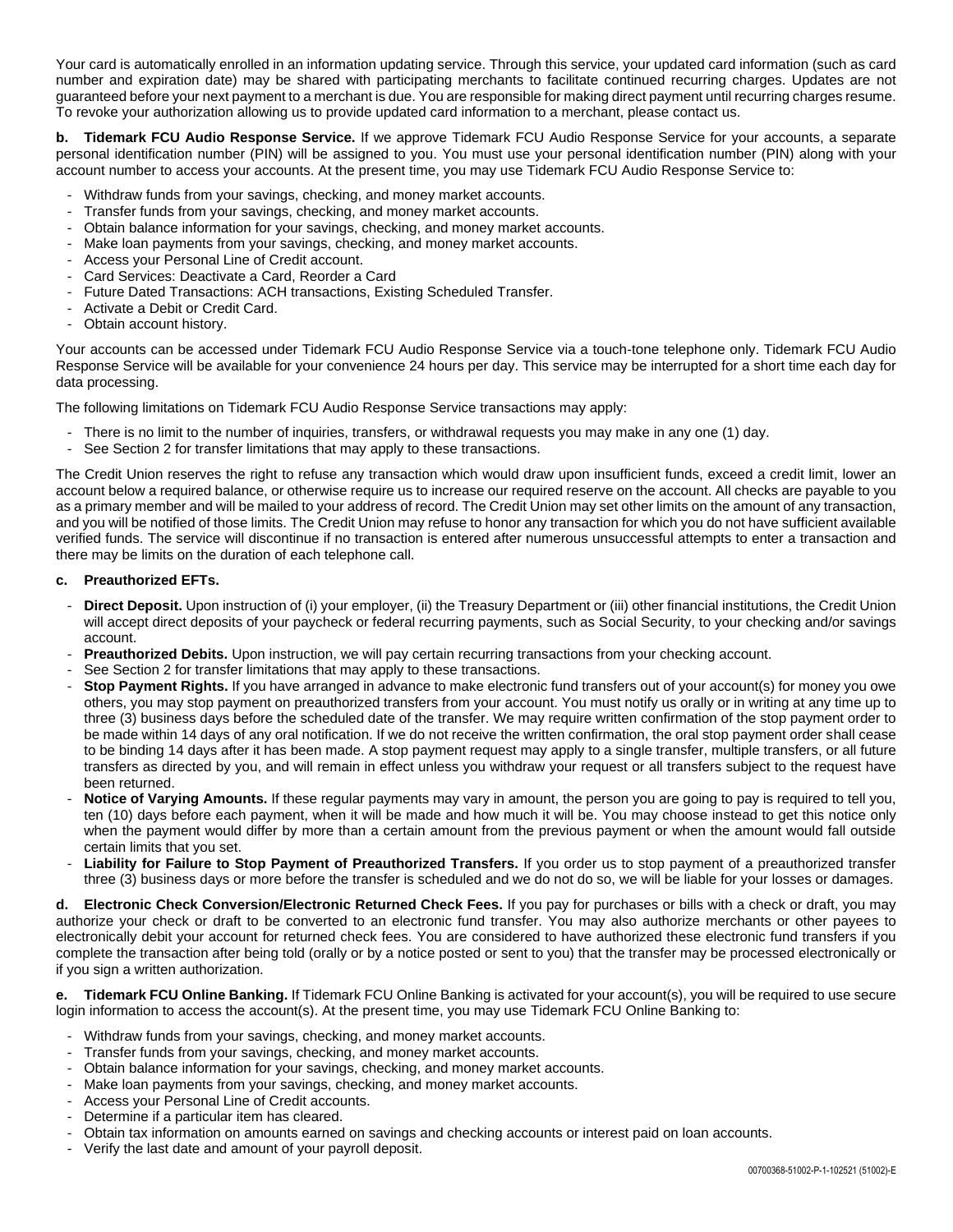Your card is automatically enrolled in an information updating service. Through this service, your updated card information (such as card number and expiration date) may be shared with participating merchants to facilitate continued recurring charges. Updates are not guaranteed before your next payment to a merchant is due. You are responsible for making direct payment until recurring charges resume. To revoke your authorization allowing us to provide updated card information to a merchant, please contact us.

**b. Tidemark FCU Audio Response Service.** If we approve Tidemark FCU Audio Response Service for your accounts, a separate personal identification number (PIN) will be assigned to you. You must use your personal identification number (PIN) along with your account number to access your accounts. At the present time, you may use Tidemark FCU Audio Response Service to:

- Withdraw funds from your savings, checking, and money market accounts.
- Transfer funds from your savings, checking, and money market accounts.
- Obtain balance information for your savings, checking, and money market accounts.
- Make loan payments from your savings, checking, and money market accounts.
- Access your Personal Line of Credit account.
- Card Services: Deactivate a Card, Reorder a Card
- Future Dated Transactions: ACH transactions, Existing Scheduled Transfer.
- Activate a Debit or Credit Card.
- Obtain account history.

Your accounts can be accessed under Tidemark FCU Audio Response Service via a touch-tone telephone only. Tidemark FCU Audio Response Service will be available for your convenience 24 hours per day. This service may be interrupted for a short time each day for data processing.

The following limitations on Tidemark FCU Audio Response Service transactions may apply:

- There is no limit to the number of inquiries, transfers, or withdrawal requests you may make in any one (1) day.
- See Section 2 for transfer limitations that may apply to these transactions.

The Credit Union reserves the right to refuse any transaction which would draw upon insufficient funds, exceed a credit limit, lower an account below a required balance, or otherwise require us to increase our required reserve on the account. All checks are payable to you as a primary member and will be mailed to your address of record. The Credit Union may set other limits on the amount of any transaction, and you will be notified of those limits. The Credit Union may refuse to honor any transaction for which you do not have sufficient available verified funds. The service will discontinue if no transaction is entered after numerous unsuccessful attempts to enter a transaction and there may be limits on the duration of each telephone call.

**c. Preauthorized EFTs.**

- **Direct Deposit.** Upon instruction of (i) your employer, (ii) the Treasury Department or (iii) other financial institutions, the Credit Union will accept direct deposits of your paycheck or federal recurring payments, such as Social Security, to your checking and/or savings account.
- **Preauthorized Debits.** Upon instruction, we will pay certain recurring transactions from your checking account.
- See Section 2 for transfer limitations that may apply to these transactions.
- **Stop Payment Rights.** If you have arranged in advance to make electronic fund transfers out of your account(s) for money you owe others, you may stop payment on preauthorized transfers from your account. You must notify us orally or in writing at any time up to three (3) business days before the scheduled date of the transfer. We may require written confirmation of the stop payment order to be made within 14 days of any oral notification. If we do not receive the written confirmation, the oral stop payment order shall cease to be binding 14 days after it has been made. A stop payment request may apply to a single transfer, multiple transfers, or all future transfers as directed by you, and will remain in effect unless you withdraw your request or all transfers subject to the request have been returned.
- **Notice of Varying Amounts.** If these regular payments may vary in amount, the person you are going to pay is required to tell you, ten (10) days before each payment, when it will be made and how much it will be. You may choose instead to get this notice only when the payment would differ by more than a certain amount from the previous payment or when the amount would fall outside certain limits that you set.
- **Liability for Failure to Stop Payment of Preauthorized Transfers.** If you order us to stop payment of a preauthorized transfer three (3) business days or more before the transfer is scheduled and we do not do so, we will be liable for your losses or damages.

**d. Electronic Check Conversion/Electronic Returned Check Fees.** If you pay for purchases or bills with a check or draft, you may authorize your check or draft to be converted to an electronic fund transfer. You may also authorize merchants or other payees to electronically debit your account for returned check fees. You are considered to have authorized these electronic fund transfers if you complete the transaction after being told (orally or by a notice posted or sent to you) that the transfer may be processed electronically or if you sign a written authorization.

**e. Tidemark FCU Online Banking.** If Tidemark FCU Online Banking is activated for your account(s), you will be required to use secure login information to access the account(s). At the present time, you may use Tidemark FCU Online Banking to:

- Withdraw funds from your savings, checking, and money market accounts.
- Transfer funds from your savings, checking, and money market accounts.
- Obtain balance information for your savings, checking, and money market accounts.
- Make loan payments from your savings, checking, and money market accounts.
- Access your Personal Line of Credit accounts.
- Determine if a particular item has cleared.
- Obtain tax information on amounts earned on savings and checking accounts or interest paid on loan accounts.
- Verify the last date and amount of your payroll deposit.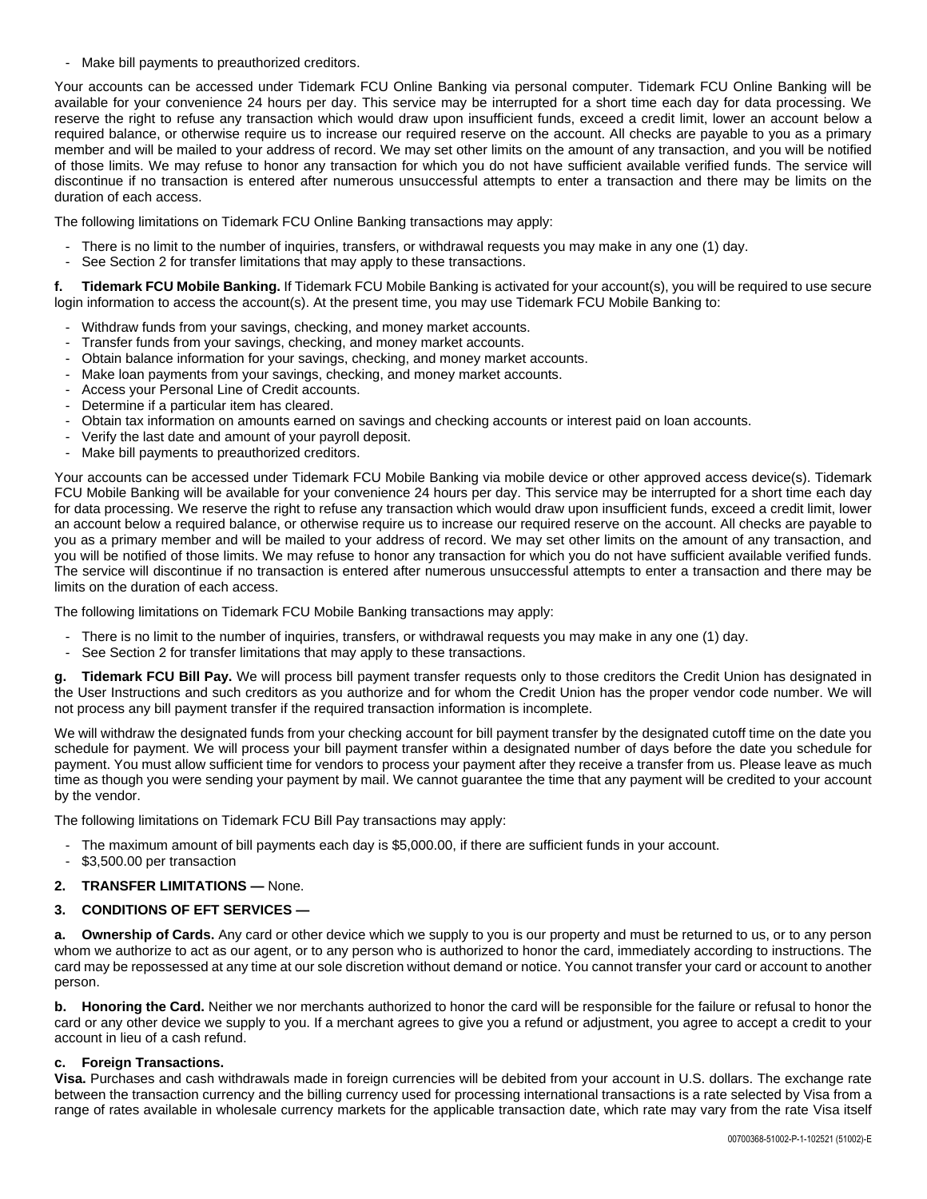- Make bill payments to preauthorized creditors.

Your accounts can be accessed under Tidemark FCU Online Banking via personal computer. Tidemark FCU Online Banking will be available for your convenience 24 hours per day. This service may be interrupted for a short time each day for data processing. We reserve the right to refuse any transaction which would draw upon insufficient funds, exceed a credit limit, lower an account below a required balance, or otherwise require us to increase our required reserve on the account. All checks are payable to you as a primary member and will be mailed to your address of record. We may set other limits on the amount of any transaction, and you will be notified of those limits. We may refuse to honor any transaction for which you do not have sufficient available verified funds. The service will discontinue if no transaction is entered after numerous unsuccessful attempts to enter a transaction and there may be limits on the duration of each access.

The following limitations on Tidemark FCU Online Banking transactions may apply:

- There is no limit to the number of inquiries, transfers, or withdrawal requests you may make in any one (1) day.
- See Section 2 for transfer limitations that may apply to these transactions.

**f. Tidemark FCU Mobile Banking.** If Tidemark FCU Mobile Banking is activated for your account(s), you will be required to use secure login information to access the account(s). At the present time, you may use Tidemark FCU Mobile Banking to:

- Withdraw funds from your savings, checking, and money market accounts.
- Transfer funds from your savings, checking, and money market accounts.
- Obtain balance information for your savings, checking, and money market accounts.
- Make loan payments from your savings, checking, and money market accounts.
- Access your Personal Line of Credit accounts.
- Determine if a particular item has cleared.
- Obtain tax information on amounts earned on savings and checking accounts or interest paid on loan accounts.
- Verify the last date and amount of your payroll deposit.
- Make bill payments to preauthorized creditors.

Your accounts can be accessed under Tidemark FCU Mobile Banking via mobile device or other approved access device(s). Tidemark FCU Mobile Banking will be available for your convenience 24 hours per day. This service may be interrupted for a short time each day for data processing. We reserve the right to refuse any transaction which would draw upon insufficient funds, exceed a credit limit, lower an account below a required balance, or otherwise require us to increase our required reserve on the account. All checks are payable to you as a primary member and will be mailed to your address of record. We may set other limits on the amount of any transaction, and you will be notified of those limits. We may refuse to honor any transaction for which you do not have sufficient available verified funds. The service will discontinue if no transaction is entered after numerous unsuccessful attempts to enter a transaction and there may be limits on the duration of each access.

The following limitations on Tidemark FCU Mobile Banking transactions may apply:

- There is no limit to the number of inquiries, transfers, or withdrawal requests you may make in any one (1) day.
- See Section 2 for transfer limitations that may apply to these transactions.

**g. Tidemark FCU Bill Pay.** We will process bill payment transfer requests only to those creditors the Credit Union has designated in the User Instructions and such creditors as you authorize and for whom the Credit Union has the proper vendor code number. We will not process any bill payment transfer if the required transaction information is incomplete.

We will withdraw the designated funds from your checking account for bill payment transfer by the designated cutoff time on the date you schedule for payment. We will process your bill payment transfer within a designated number of days before the date you schedule for payment. You must allow sufficient time for vendors to process your payment after they receive a transfer from us. Please leave as much time as though you were sending your payment by mail. We cannot guarantee the time that any payment will be credited to your account by the vendor.

The following limitations on Tidemark FCU Bill Pay transactions may apply:

- The maximum amount of bill payments each day is $5,000.00, if there are sufficient funds in your account.
- $3,500.00 per transaction

**2. TRANSFER LIMITATIONS —** None.

**3. CONDITIONS OF EFT SERVICES —**

**a. Ownership of Cards.** Any card or other device which we supply to you is our property and must be returned to us, or to any person whom we authorize to act as our agent, or to any person who is authorized to honor the card, immediately according to instructions. The card may be repossessed at any time at our sole discretion without demand or notice. You cannot transfer your card or account to another person.

**b. Honoring the Card.** Neither we nor merchants authorized to honor the card will be responsible for the failure or refusal to honor the card or any other device we supply to you. If a merchant agrees to give you a refund or adjustment, you agree to accept a credit to your account in lieu of a cash refund.

**c. Foreign Transactions.**

**Visa.** Purchases and cash withdrawals made in foreign currencies will be debited from your account in U.S. dollars. The exchange rate between the transaction currency and the billing currency used for processing international transactions is a rate selected by Visa from a range of rates available in wholesale currency markets for the applicable transaction date, which rate may vary from the rate Visa itself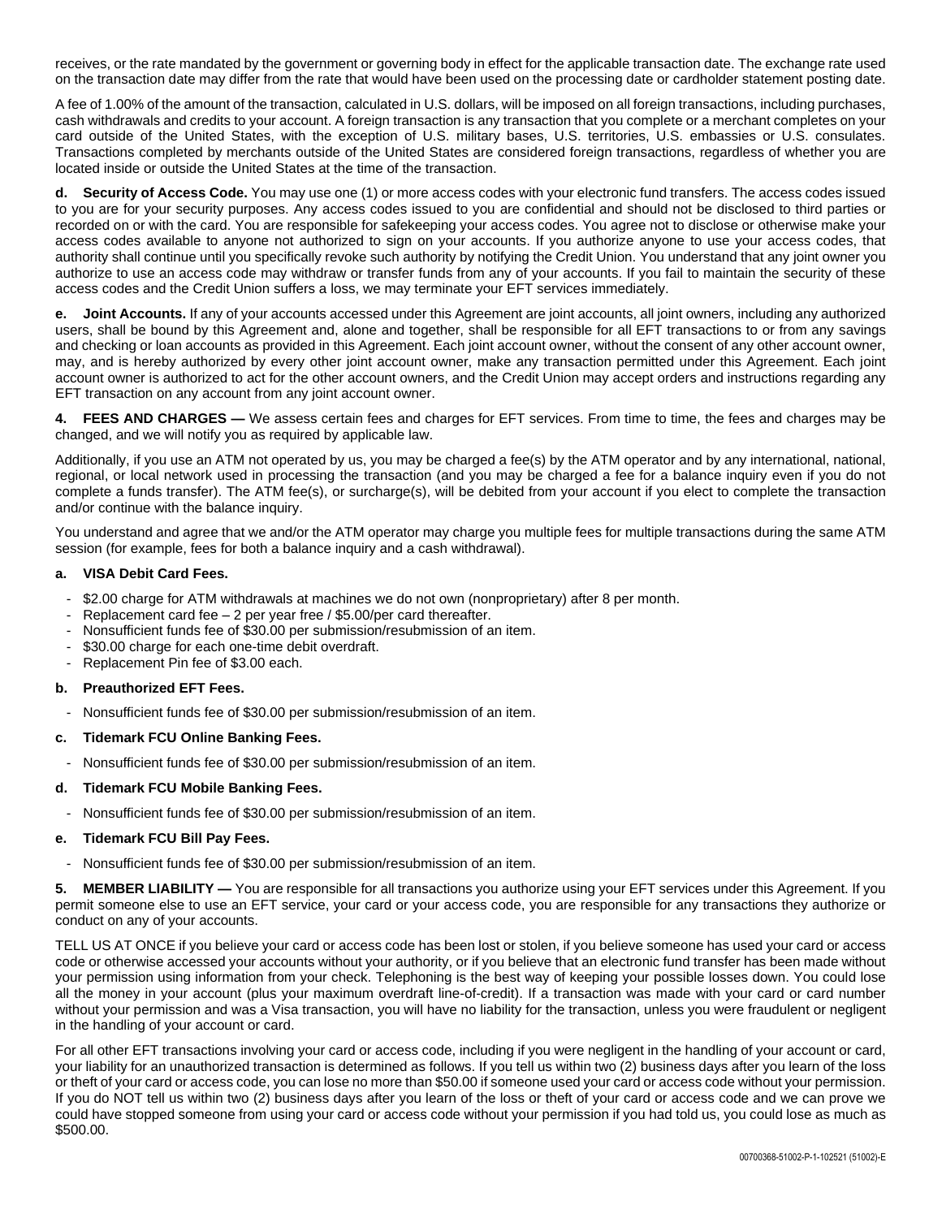receives, or the rate mandated by the government or governing body in effect for the applicable transaction date. The exchange rate used on the transaction date may differ from the rate that would have been used on the processing date or cardholder statement posting date.

A fee of 1.00% of the amount of the transaction, calculated in U.S. dollars, will be imposed on all foreign transactions, including purchases, cash withdrawals and credits to your account. A foreign transaction is any transaction that you complete or a merchant completes on your card outside of the United States, with the exception of U.S. military bases, U.S. territories, U.S. embassies or U.S. consulates. Transactions completed by merchants outside of the United States are considered foreign transactions, regardless of whether you are located inside or outside the United States at the time of the transaction.

**d. Security of Access Code.** You may use one (1) or more access codes with your electronic fund transfers. The access codes issued to you are for your security purposes. Any access codes issued to you are confidential and should not be disclosed to third parties or recorded on or with the card. You are responsible for safekeeping your access codes. You agree not to disclose or otherwise make your access codes available to anyone not authorized to sign on your accounts. If you authorize anyone to use your access codes, that authority shall continue until you specifically revoke such authority by notifying the Credit Union. You understand that any joint owner you authorize to use an access code may withdraw or transfer funds from any of your accounts. If you fail to maintain the security of these access codes and the Credit Union suffers a loss, we may terminate your EFT services immediately.

**e. Joint Accounts.** If any of your accounts accessed under this Agreement are joint accounts, all joint owners, including any authorized users, shall be bound by this Agreement and, alone and together, shall be responsible for all EFT transactions to or from any savings and checking or loan accounts as provided in this Agreement. Each joint account owner, without the consent of any other account owner, may, and is hereby authorized by every other joint account owner, make any transaction permitted under this Agreement. Each joint account owner is authorized to act for the other account owners, and the Credit Union may accept orders and instructions regarding any EFT transaction on any account from any joint account owner.

**4. FEES AND CHARGES —** We assess certain fees and charges for EFT services. From time to time, the fees and charges may be changed, and we will notify you as required by applicable law.

Additionally, if you use an ATM not operated by us, you may be charged a fee(s) by the ATM operator and by any international, national, regional, or local network used in processing the transaction (and you may be charged a fee for a balance inquiry even if you do not complete a funds transfer). The ATM fee(s), or surcharge(s), will be debited from your account if you elect to complete the transaction and/or continue with the balance inquiry.

You understand and agree that we and/or the ATM operator may charge you multiple fees for multiple transactions during the same ATM session (for example, fees for both a balance inquiry and a cash withdrawal).

**a. VISA Debit Card Fees.**

- $2.00 charge for ATM withdrawals at machines we do not own (nonproprietary) after 8 per month.
- Replacement card fee – 2 per year free / $5.00/per card thereafter.
- Nonsufficient funds fee of $30.00 per submission/resubmission of an item.
- $30.00 charge for each one-time debit overdraft.
- Replacement Pin fee of $3.00 each.

**b. Preauthorized EFT Fees.**

- Nonsufficient funds fee of $30.00 per submission/resubmission of an item.

**c. Tidemark FCU Online Banking Fees.**

- Nonsufficient funds fee of $30.00 per submission/resubmission of an item.

**d. Tidemark FCU Mobile Banking Fees.**

- Nonsufficient funds fee of $30.00 per submission/resubmission of an item.

**e. Tidemark FCU Bill Pay Fees.**

- Nonsufficient funds fee of $30.00 per submission/resubmission of an item.

**5. MEMBER LIABILITY —** You are responsible for all transactions you authorize using your EFT services under this Agreement. If you permit someone else to use an EFT service, your card or your access code, you are responsible for any transactions they authorize or conduct on any of your accounts.

TELL US AT ONCE if you believe your card or access code has been lost or stolen, if you believe someone has used your card or access code or otherwise accessed your accounts without your authority, or if you believe that an electronic fund transfer has been made without your permission using information from your check. Telephoning is the best way of keeping your possible losses down. You could lose all the money in your account (plus your maximum overdraft line-of-credit). If a transaction was made with your card or card number without your permission and was a Visa transaction, you will have no liability for the transaction, unless you were fraudulent or negligent in the handling of your account or card.

For all other EFT transactions involving your card or access code, including if you were negligent in the handling of your account or card, your liability for an unauthorized transaction is determined as follows. If you tell us within two (2) business days after you learn of the loss or theft of your card or access code, you can lose no more than $50.00 if someone used your card or access code without your permission. If you do NOT tell us within two (2) business days after you learn of the loss or theft of your card or access code and we can prove we could have stopped someone from using your card or access code without your permission if you had told us, you could lose as much as $500.00.

00700368-51002-P-1-102521 (51002)-E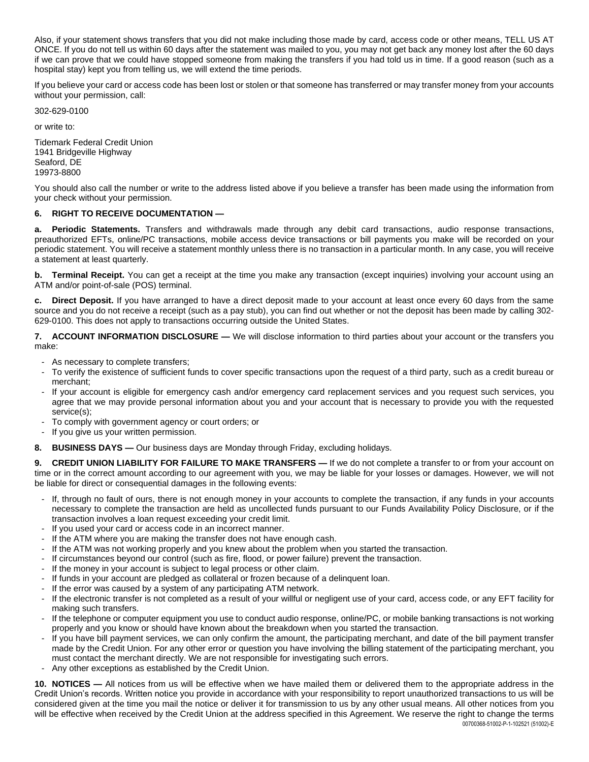Also, if your statement shows transfers that you did not make including those made by card, access code or other means, TELL US AT ONCE. If you do not tell us within 60 days after the statement was mailed to you, you may not get back any money lost after the 60 days if we can prove that we could have stopped someone from making the transfers if you had told us in time. If a good reason (such as a hospital stay) kept you from telling us, we will extend the time periods.

If you believe your card or access code has been lost or stolen or that someone has transferred or may transfer money from your accounts without your permission, call:

302-629-0100

or write to:

Tidemark Federal Credit Union
1941 Bridgeville Highway
Seaford, DE
19973-8800

You should also call the number or write to the address listed above if you believe a transfer has been made using the information from your check without your permission.

**6. RIGHT TO RECEIVE DOCUMENTATION —**

**a. Periodic Statements.** Transfers and withdrawals made through any debit card transactions, audio response transactions, preauthorized EFTs, online/PC transactions, mobile access device transactions or bill payments you make will be recorded on your periodic statement. You will receive a statement monthly unless there is no transaction in a particular month. In any case, you will receive a statement at least quarterly.

**b. Terminal Receipt.** You can get a receipt at the time you make any transaction (except inquiries) involving your account using an ATM and/or point-of-sale (POS) terminal.

**c. Direct Deposit.** If you have arranged to have a direct deposit made to your account at least once every 60 days from the same source and you do not receive a receipt (such as a pay stub), you can find out whether or not the deposit has been made by calling 302-629-0100. This does not apply to transactions occurring outside the United States.

**7. ACCOUNT INFORMATION DISCLOSURE —** We will disclose information to third parties about your account or the transfers you make:

- As necessary to complete transfers;
- To verify the existence of sufficient funds to cover specific transactions upon the request of a third party, such as a credit bureau or merchant;
- If your account is eligible for emergency cash and/or emergency card replacement services and you request such services, you agree that we may provide personal information about you and your account that is necessary to provide you with the requested service(s);
- To comply with government agency or court orders; or
- If you give us your written permission.

**8. BUSINESS DAYS —** Our business days are Monday through Friday, excluding holidays.

**9. CREDIT UNION LIABILITY FOR FAILURE TO MAKE TRANSFERS —** If we do not complete a transfer to or from your account on time or in the correct amount according to our agreement with you, we may be liable for your losses or damages. However, we will not be liable for direct or consequential damages in the following events:

- If, through no fault of ours, there is not enough money in your accounts to complete the transaction, if any funds in your accounts necessary to complete the transaction are held as uncollected funds pursuant to our Funds Availability Policy Disclosure, or if the transaction involves a loan request exceeding your credit limit.
- If you used your card or access code in an incorrect manner.
- If the ATM where you are making the transfer does not have enough cash.
- If the ATM was not working properly and you knew about the problem when you started the transaction.
- If circumstances beyond our control (such as fire, flood, or power failure) prevent the transaction.
- If the money in your account is subject to legal process or other claim.
- If funds in your account are pledged as collateral or frozen because of a delinquent loan.
- If the error was caused by a system of any participating ATM network.
- If the electronic transfer is not completed as a result of your willful or negligent use of your card, access code, or any EFT facility for making such transfers.
- If the telephone or computer equipment you use to conduct audio response, online/PC, or mobile banking transactions is not working properly and you know or should have known about the breakdown when you started the transaction.
- If you have bill payment services, we can only confirm the amount, the participating merchant, and date of the bill payment transfer made by the Credit Union. For any other error or question you have involving the billing statement of the participating merchant, you must contact the merchant directly. We are not responsible for investigating such errors.
- Any other exceptions as established by the Credit Union.

**10. NOTICES —** All notices from us will be effective when we have mailed them or delivered them to the appropriate address in the Credit Union's records. Written notice you provide in accordance with your responsibility to report unauthorized transactions to us will be considered given at the time you mail the notice or deliver it for transmission to us by any other usual means. All other notices from you will be effective when received by the Credit Union at the address specified in this Agreement. We reserve the right to change the terms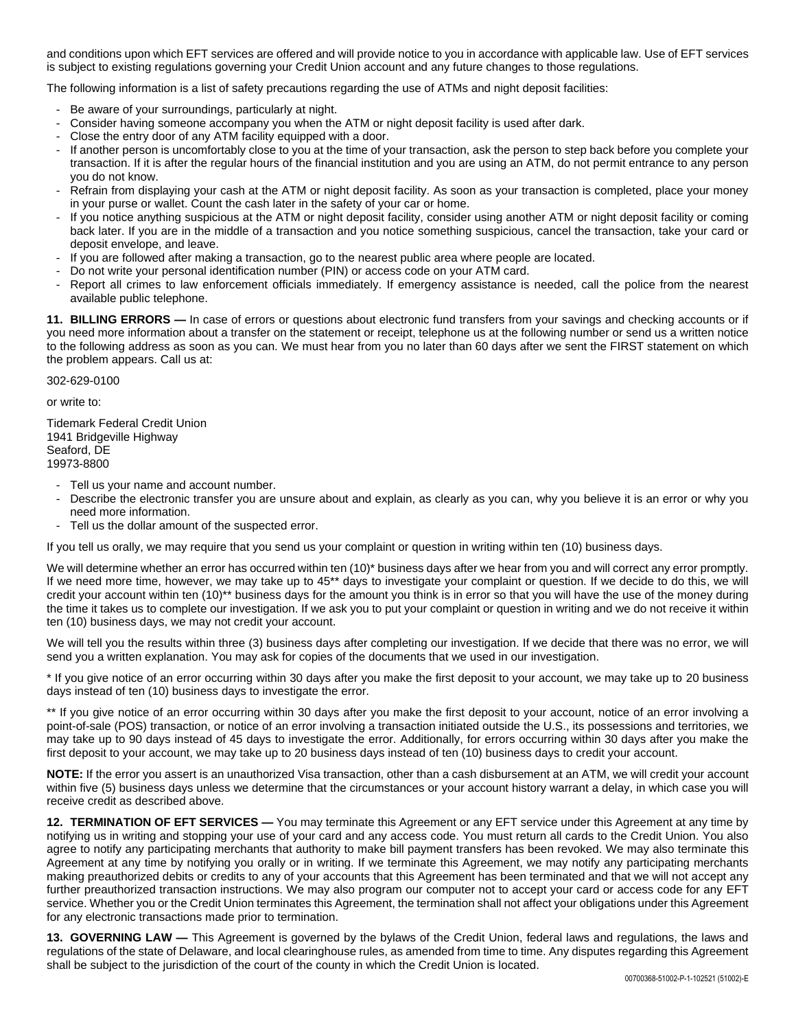and conditions upon which EFT services are offered and will provide notice to you in accordance with applicable law. Use of EFT services is subject to existing regulations governing your Credit Union account and any future changes to those regulations.

The following information is a list of safety precautions regarding the use of ATMs and night deposit facilities:

- Be aware of your surroundings, particularly at night.
- Consider having someone accompany you when the ATM or night deposit facility is used after dark.
- Close the entry door of any ATM facility equipped with a door.
- If another person is uncomfortably close to you at the time of your transaction, ask the person to step back before you complete your transaction. If it is after the regular hours of the financial institution and you are using an ATM, do not permit entrance to any person you do not know.
- Refrain from displaying your cash at the ATM or night deposit facility. As soon as your transaction is completed, place your money in your purse or wallet. Count the cash later in the safety of your car or home.
- If you notice anything suspicious at the ATM or night deposit facility, consider using another ATM or night deposit facility or coming back later. If you are in the middle of a transaction and you notice something suspicious, cancel the transaction, take your card or deposit envelope, and leave.
- If you are followed after making a transaction, go to the nearest public area where people are located.
- Do not write your personal identification number (PIN) or access code on your ATM card.
- Report all crimes to law enforcement officials immediately. If emergency assistance is needed, call the police from the nearest available public telephone.

**11. BILLING ERRORS —** In case of errors or questions about electronic fund transfers from your savings and checking accounts or if you need more information about a transfer on the statement or receipt, telephone us at the following number or send us a written notice to the following address as soon as you can. We must hear from you no later than 60 days after we sent the FIRST statement on which the problem appears. Call us at:

302-629-0100

or write to:

Tidemark Federal Credit Union
1941 Bridgeville Highway
Seaford, DE
19973-8800

- Tell us your name and account number.
- Describe the electronic transfer you are unsure about and explain, as clearly as you can, why you believe it is an error or why you need more information.
- Tell us the dollar amount of the suspected error.

If you tell us orally, we may require that you send us your complaint or question in writing within ten (10) business days.

We will determine whether an error has occurred within ten (10)* business days after we hear from you and will correct any error promptly. If we need more time, however, we may take up to 45** days to investigate your complaint or question. If we decide to do this, we will credit your account within ten (10)** business days for the amount you think is in error so that you will have the use of the money during the time it takes us to complete our investigation. If we ask you to put your complaint or question in writing and we do not receive it within ten (10) business days, we may not credit your account.

We will tell you the results within three (3) business days after completing our investigation. If we decide that there was no error, we will send you a written explanation. You may ask for copies of the documents that we used in our investigation.

* If you give notice of an error occurring within 30 days after you make the first deposit to your account, we may take up to 20 business days instead of ten (10) business days to investigate the error.

** If you give notice of an error occurring within 30 days after you make the first deposit to your account, notice of an error involving a point-of-sale (POS) transaction, or notice of an error involving a transaction initiated outside the U.S., its possessions and territories, we may take up to 90 days instead of 45 days to investigate the error. Additionally, for errors occurring within 30 days after you make the first deposit to your account, we may take up to 20 business days instead of ten (10) business days to credit your account.

**NOTE:** If the error you assert is an unauthorized Visa transaction, other than a cash disbursement at an ATM, we will credit your account within five (5) business days unless we determine that the circumstances or your account history warrant a delay, in which case you will receive credit as described above.

**12. TERMINATION OF EFT SERVICES —** You may terminate this Agreement or any EFT service under this Agreement at any time by notifying us in writing and stopping your use of your card and any access code. You must return all cards to the Credit Union. You also agree to notify any participating merchants that authority to make bill payment transfers has been revoked. We may also terminate this Agreement at any time by notifying you orally or in writing. If we terminate this Agreement, we may notify any participating merchants making preauthorized debits or credits to any of your accounts that this Agreement has been terminated and that we will not accept any further preauthorized transaction instructions. We may also program our computer not to accept your card or access code for any EFT service. Whether you or the Credit Union terminates this Agreement, the termination shall not affect your obligations under this Agreement for any electronic transactions made prior to termination.

**13. GOVERNING LAW —** This Agreement is governed by the bylaws of the Credit Union, federal laws and regulations, the laws and regulations of the state of Delaware, and local clearinghouse rules, as amended from time to time. Any disputes regarding this Agreement shall be subject to the jurisdiction of the court of the county in which the Credit Union is located.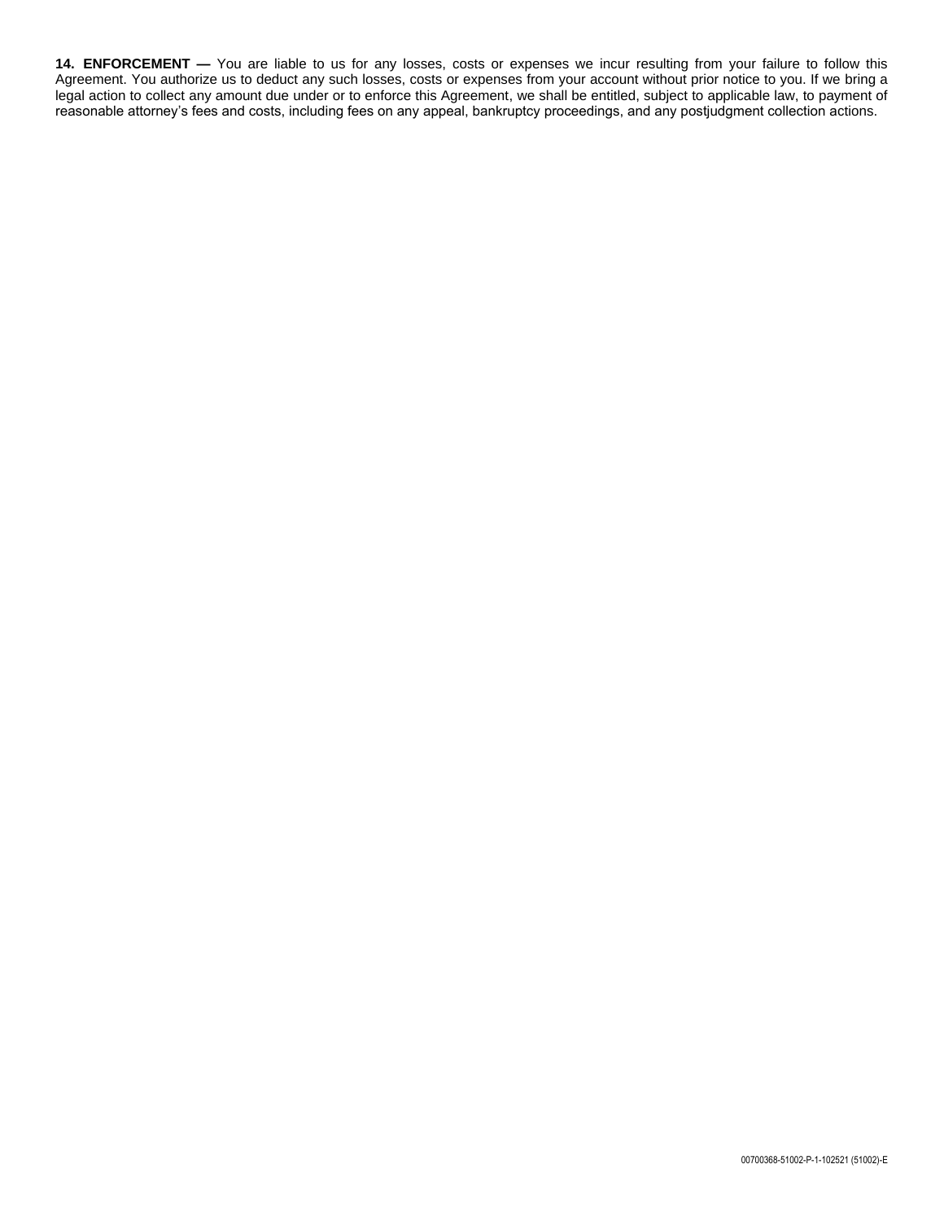**14. ENFORCEMENT —** You are liable to us for any losses, costs or expenses we incur resulting from your failure to follow this Agreement. You authorize us to deduct any such losses, costs or expenses from your account without prior notice to you. If we bring a legal action to collect any amount due under or to enforce this Agreement, we shall be entitled, subject to applicable law, to payment of reasonable attorney's fees and costs, including fees on any appeal, bankruptcy proceedings, and any postjudgment collection actions.

00700368-51002-P-1-102521 (51002)-E